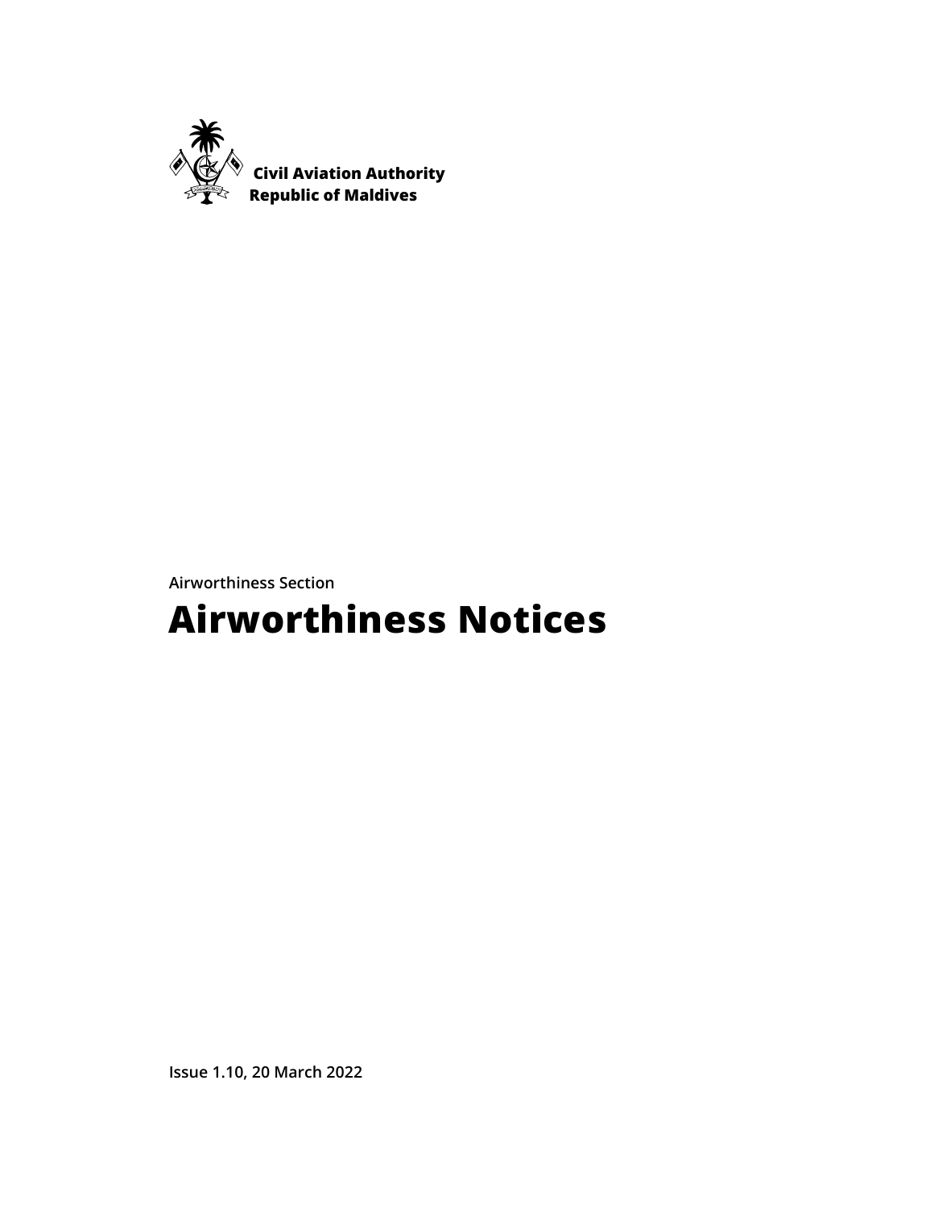Civil Aviation Authority
Republic of Maldives

Airworthiness Section

# Airworthiness Notices

Issue 1.10, 20 March 2022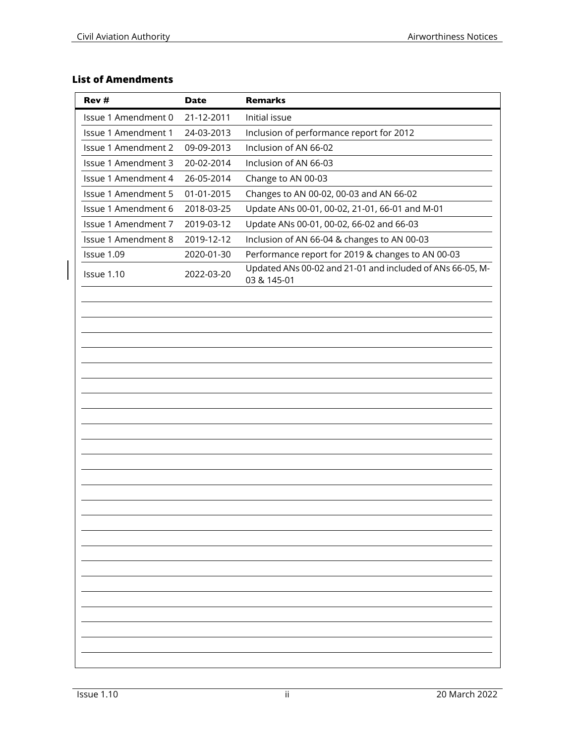## List of Amendments

| Rev # | Date | Remarks |
|---|---|---|
| Issue 1 Amendment 0 | 21-12-2011 | Initial issue |
| Issue 1 Amendment 1 | 24-03-2013 | Inclusion of performance report for 2012 |
| Issue 1 Amendment 2 | 09-09-2013 | Inclusion of AN 66-02 |
| Issue 1 Amendment 3 | 20-02-2014 | Inclusion of AN 66-03 |
| Issue 1 Amendment 4 | 26-05-2014 | Change to AN 00-03 |
| Issue 1 Amendment 5 | 01-01-2015 | Changes to AN 00-02, 00-03 and AN 66-02 |
| Issue 1 Amendment 6 | 2018-03-25 | Update ANs 00-01, 00-02, 21-01, 66-01 and M-01 |
| Issue 1 Amendment 7 | 2019-03-12 | Update ANs 00-01, 00-02, 66-02 and 66-03 |
| Issue 1 Amendment 8 | 2019-12-12 | Inclusion of AN 66-04 & changes to AN 00-03 |
| Issue 1.09 | 2020-01-30 | Performance report for 2019 & changes to AN 00-03 |
| Issue 1.10 | 2022-03-20 | Updated ANs 00-02 and 21-01 and included of ANs 66-05, M-03 & 145-01 |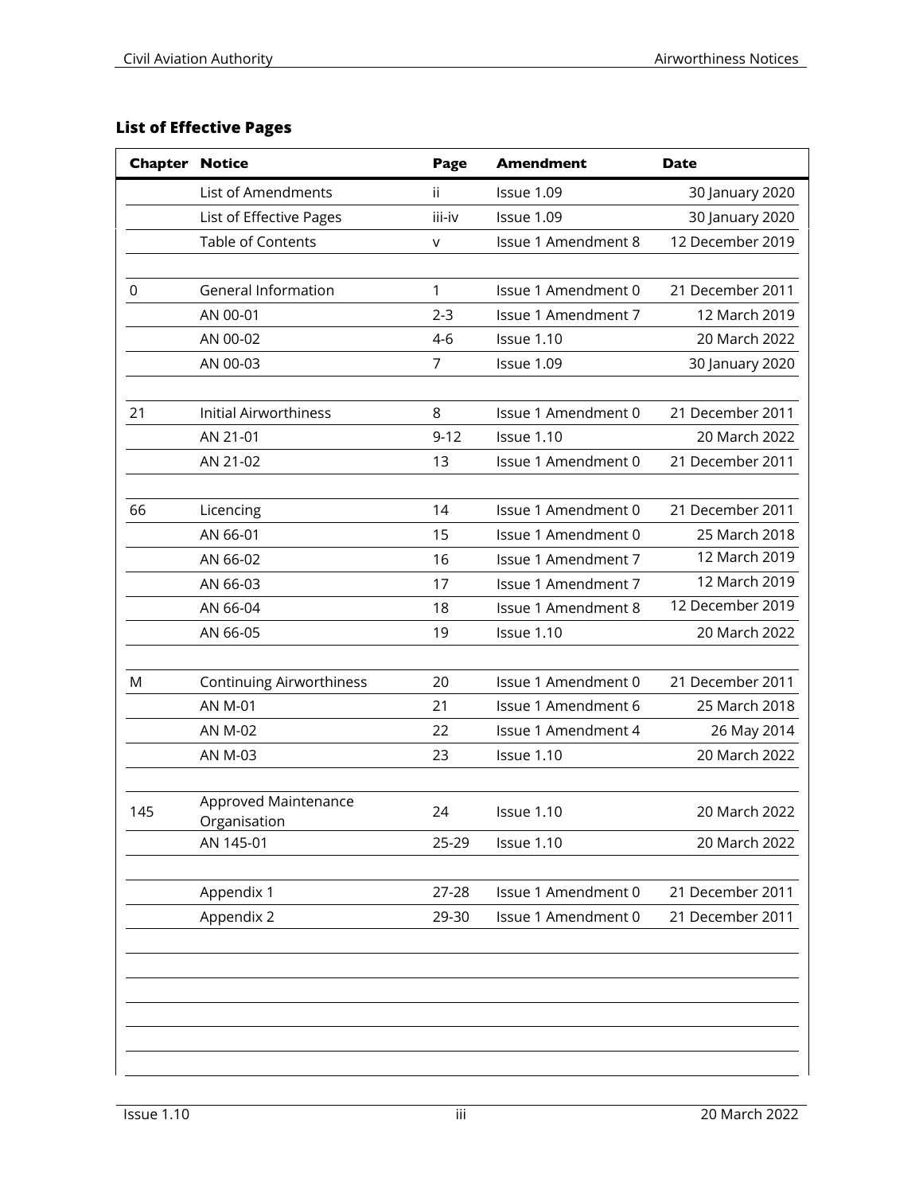## List of Effective Pages

| Chapter | Notice | Page | Amendment | Date |
|---|---|---|---|---|
| | List of Amendments | ii | Issue 1.09 | 30 January 2020 |
| | List of Effective Pages | iii-iv | Issue 1.09 | 30 January 2020 |
| | Table of Contents | v | Issue 1 Amendment 8 | 12 December 2019 |
| | | | | |
| 0 | General Information | 1 | Issue 1 Amendment 0 | 21 December 2011 |
| | AN 00-01 | 2-3 | Issue 1 Amendment 7 | 12 March 2019 |
| | AN 00-02 | 4-6 | Issue 1.10 | 20 March 2022 |
| | AN 00-03 | 7 | Issue 1.09 | 30 January 2020 |
| | | | | |
| 21 | Initial Airworthiness | 8 | Issue 1 Amendment 0 | 21 December 2011 |
| | AN 21-01 | 9-12 | Issue 1.10 | 20 March 2022 |
| | AN 21-02 | 13 | Issue 1 Amendment 0 | 21 December 2011 |
| | | | | |
| 66 | Licencing | 14 | Issue 1 Amendment 0 | 21 December 2011 |
| | AN 66-01 | 15 | Issue 1 Amendment 0 | 25 March 2018 |
| | AN 66-02 | 16 | Issue 1 Amendment 7 | 12 March 2019 |
| | AN 66-03 | 17 | Issue 1 Amendment 7 | 12 March 2019 |
| | AN 66-04 | 18 | Issue 1 Amendment 8 | 12 December 2019 |
| | AN 66-05 | 19 | Issue 1.10 | 20 March 2022 |
| | | | | |
| M | Continuing Airworthiness | 20 | Issue 1 Amendment 0 | 21 December 2011 |
| | AN M-01 | 21 | Issue 1 Amendment 6 | 25 March 2018 |
| | AN M-02 | 22 | Issue 1 Amendment 4 | 26 May 2014 |
| | AN M-03 | 23 | Issue 1.10 | 20 March 2022 |
| | | | | |
| 145 | Approved Maintenance Organisation | 24 | Issue 1.10 | 20 March 2022 |
| | AN 145-01 | 25-29 | Issue 1.10 | 20 March 2022 |
| | | | | |
| | Appendix 1 | 27-28 | Issue 1 Amendment 0 | 21 December 2011 |
| | Appendix 2 | 29-30 | Issue 1 Amendment 0 | 21 December 2011 |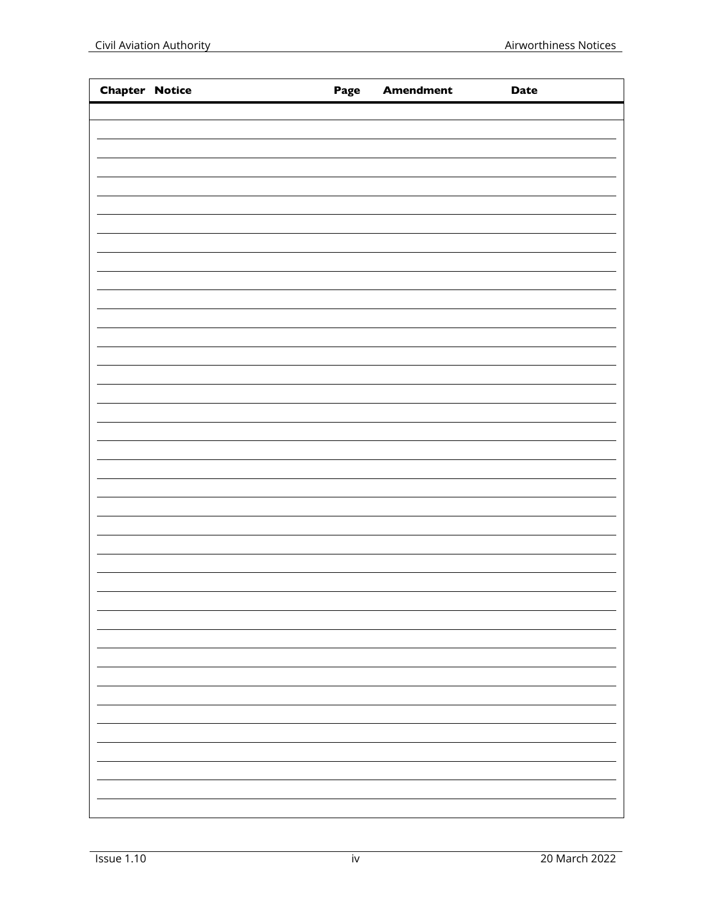| Chapter | Notice | Page | Amendment | Date |
|---|---|---|---|---|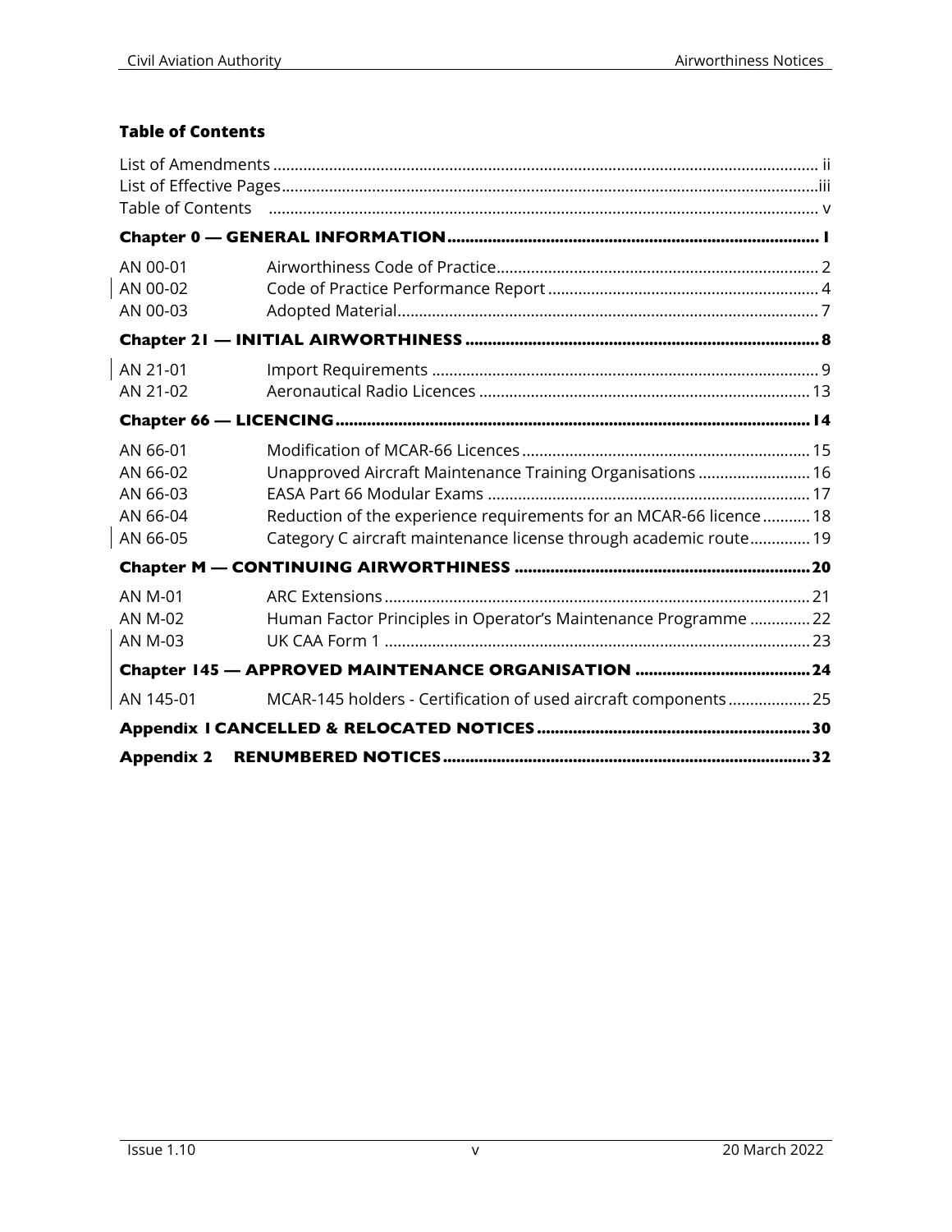## Table of Contents

List of Amendments ..... ii
List of Effective Pages ..... iii
Table of Contents ..... v

**Chapter 0 — GENERAL INFORMATION ..... 1**

| | | |
|---|---|---|
| AN 00-01 | Airworthiness Code of Practice | 2 |
| AN 00-02 | Code of Practice Performance Report | 4 |
| AN 00-03 | Adopted Material | 7 |

**Chapter 21 — INITIAL AIRWORTHINESS ..... 8**

| | | |
|---|---|---|
| AN 21-01 | Import Requirements | 9 |
| AN 21-02 | Aeronautical Radio Licences | 13 |

**Chapter 66 — LICENCING ..... 14**

| | | |
|---|---|---|
| AN 66-01 | Modification of MCAR-66 Licences | 15 |
| AN 66-02 | Unapproved Aircraft Maintenance Training Organisations | 16 |
| AN 66-03 | EASA Part 66 Modular Exams | 17 |
| AN 66-04 | Reduction of the experience requirements for an MCAR-66 licence | 18 |
| AN 66-05 | Category C aircraft maintenance license through academic route | 19 |

**Chapter M — CONTINUING AIRWORTHINESS ..... 20**

| | | |
|---|---|---|
| AN M-01 | ARC Extensions | 21 |
| AN M-02 | Human Factor Principles in Operator's Maintenance Programme | 22 |
| AN M-03 | UK CAA Form 1 | 23 |

**Chapter 145 — APPROVED MAINTENANCE ORGANISATION ..... 24**

| | | |
|---|---|---|
| AN 145-01 | MCAR-145 holders - Certification of used aircraft components | 25 |

**Appendix 1 CANCELLED & RELOCATED NOTICES ..... 30**

**Appendix 2 RENUMBERED NOTICES ..... 32**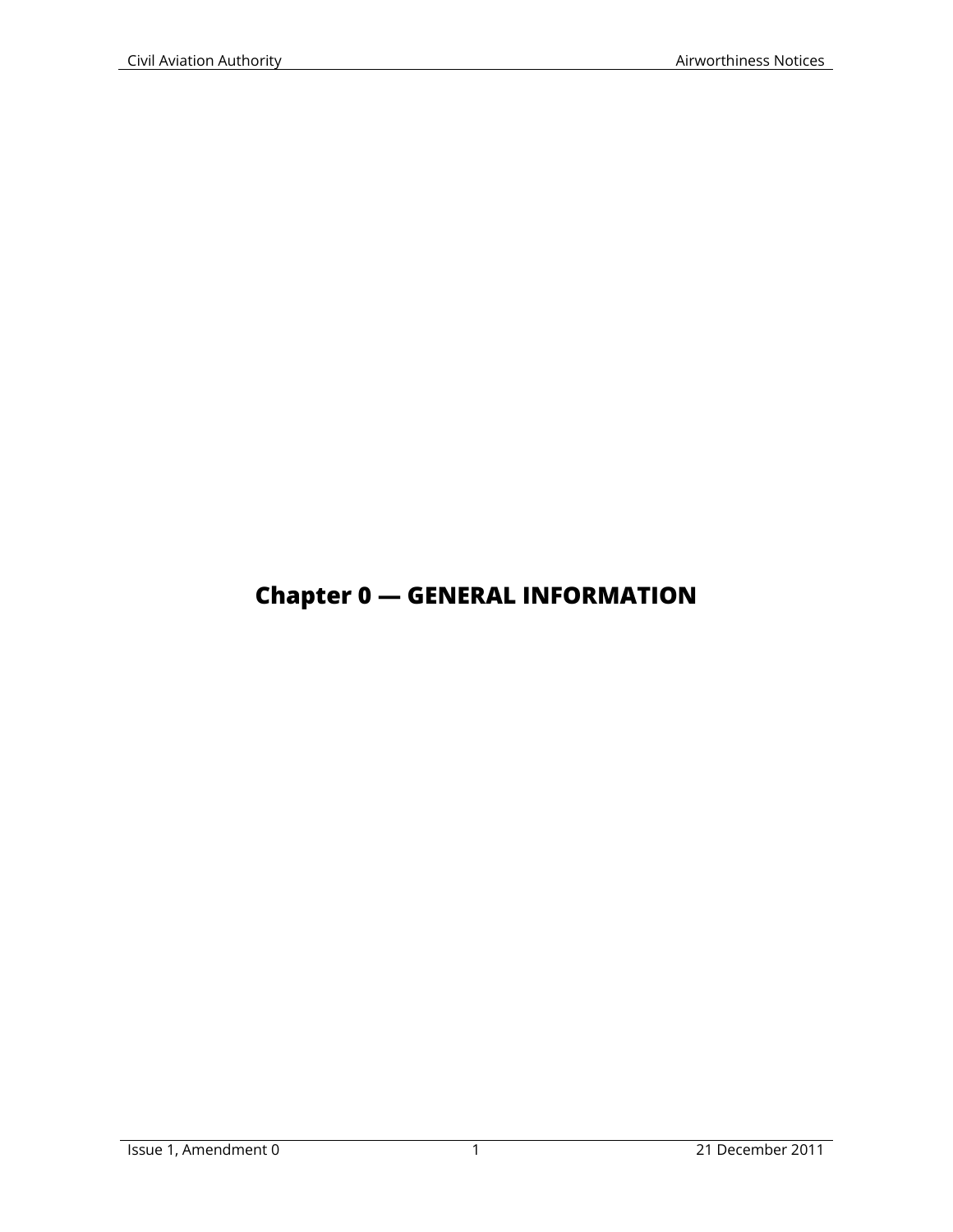# Chapter 0 — GENERAL INFORMATION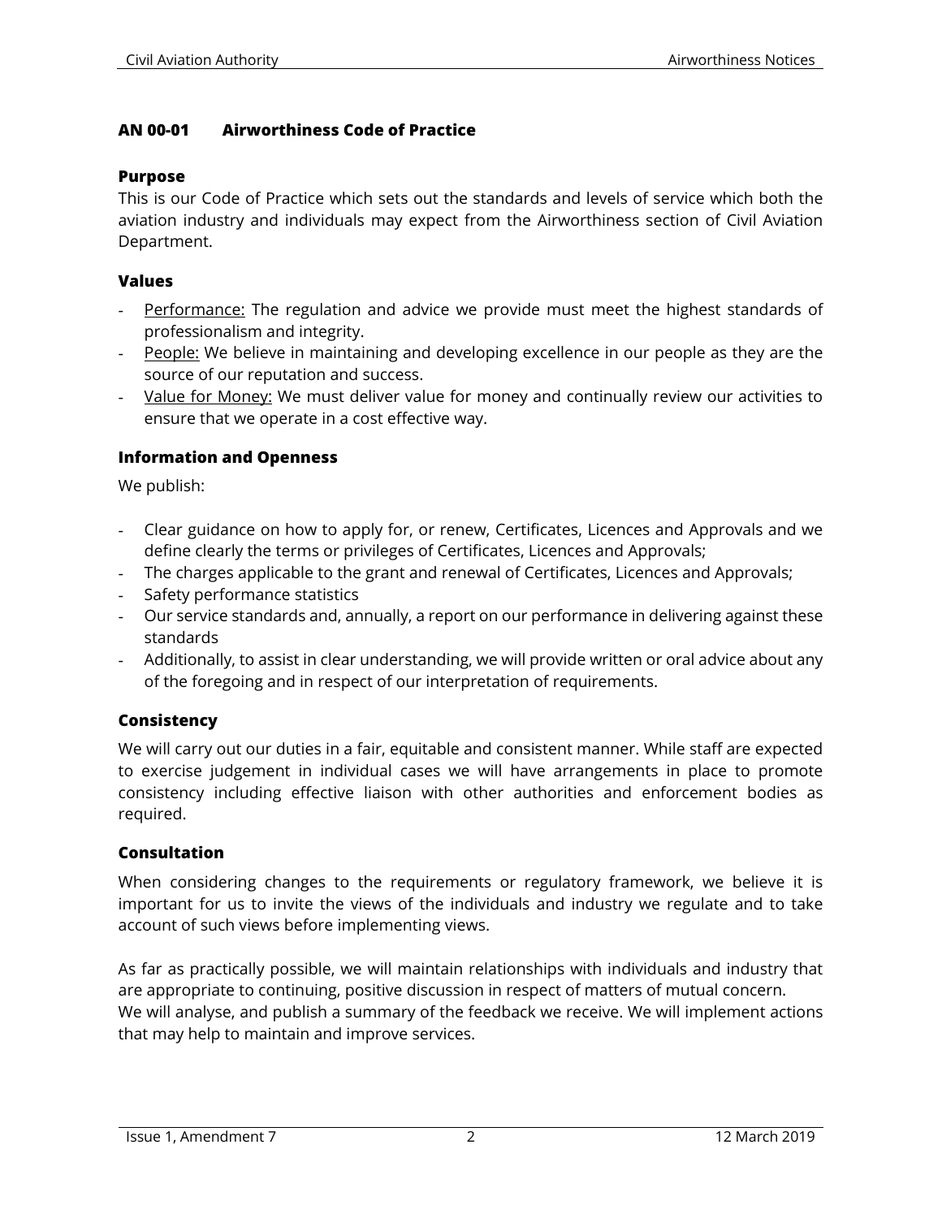## AN 00-01 Airworthiness Code of Practice

### Purpose

This is our Code of Practice which sets out the standards and levels of service which both the aviation industry and individuals may expect from the Airworthiness section of Civil Aviation Department.

### Values

- Performance: The regulation and advice we provide must meet the highest standards of professionalism and integrity.
- People: We believe in maintaining and developing excellence in our people as they are the source of our reputation and success.
- Value for Money: We must deliver value for money and continually review our activities to ensure that we operate in a cost effective way.

### Information and Openness

We publish:

- Clear guidance on how to apply for, or renew, Certificates, Licences and Approvals and we define clearly the terms or privileges of Certificates, Licences and Approvals;
- The charges applicable to the grant and renewal of Certificates, Licences and Approvals;
- Safety performance statistics
- Our service standards and, annually, a report on our performance in delivering against these standards
- Additionally, to assist in clear understanding, we will provide written or oral advice about any of the foregoing and in respect of our interpretation of requirements.

### Consistency

We will carry out our duties in a fair, equitable and consistent manner. While staff are expected to exercise judgement in individual cases we will have arrangements in place to promote consistency including effective liaison with other authorities and enforcement bodies as required.

### Consultation

When considering changes to the requirements or regulatory framework, we believe it is important for us to invite the views of the individuals and industry we regulate and to take account of such views before implementing views.

As far as practically possible, we will maintain relationships with individuals and industry that are appropriate to continuing, positive discussion in respect of matters of mutual concern.
We will analyse, and publish a summary of the feedback we receive. We will implement actions that may help to maintain and improve services.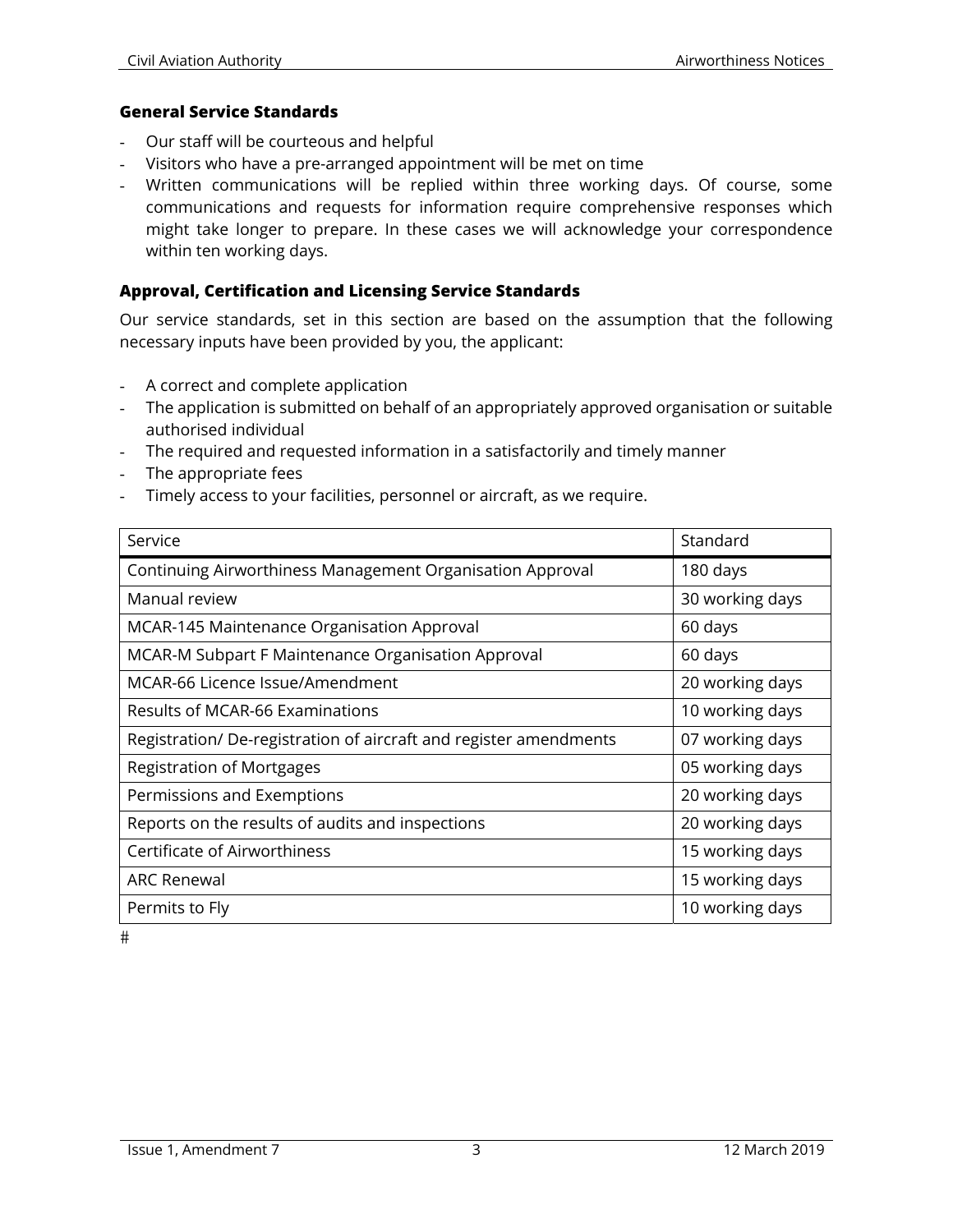**General Service Standards**

- Our staff will be courteous and helpful
- Visitors who have a pre-arranged appointment will be met on time
- Written communications will be replied within three working days. Of course, some communications and requests for information require comprehensive responses which might take longer to prepare. In these cases we will acknowledge your correspondence within ten working days.

**Approval, Certification and Licensing Service Standards**

Our service standards, set in this section are based on the assumption that the following necessary inputs have been provided by you, the applicant:

- A correct and complete application
- The application is submitted on behalf of an appropriately approved organisation or suitable authorised individual
- The required and requested information in a satisfactorily and timely manner
- The appropriate fees
- Timely access to your facilities, personnel or aircraft, as we require.

| Service | Standard |
|---|---|
| Continuing Airworthiness Management Organisation Approval | 180 days |
| Manual review | 30 working days |
| MCAR-145 Maintenance Organisation Approval | 60 days |
| MCAR-M Subpart F Maintenance Organisation Approval | 60 days |
| MCAR-66 Licence Issue/Amendment | 20 working days |
| Results of MCAR-66 Examinations | 10 working days |
| Registration/ De-registration of aircraft and register amendments | 07 working days |
| Registration of Mortgages | 05 working days |
| Permissions and Exemptions | 20 working days |
| Reports on the results of audits and inspections | 20 working days |
| Certificate of Airworthiness | 15 working days |
| ARC Renewal | 15 working days |
| Permits to Fly | 10 working days |

#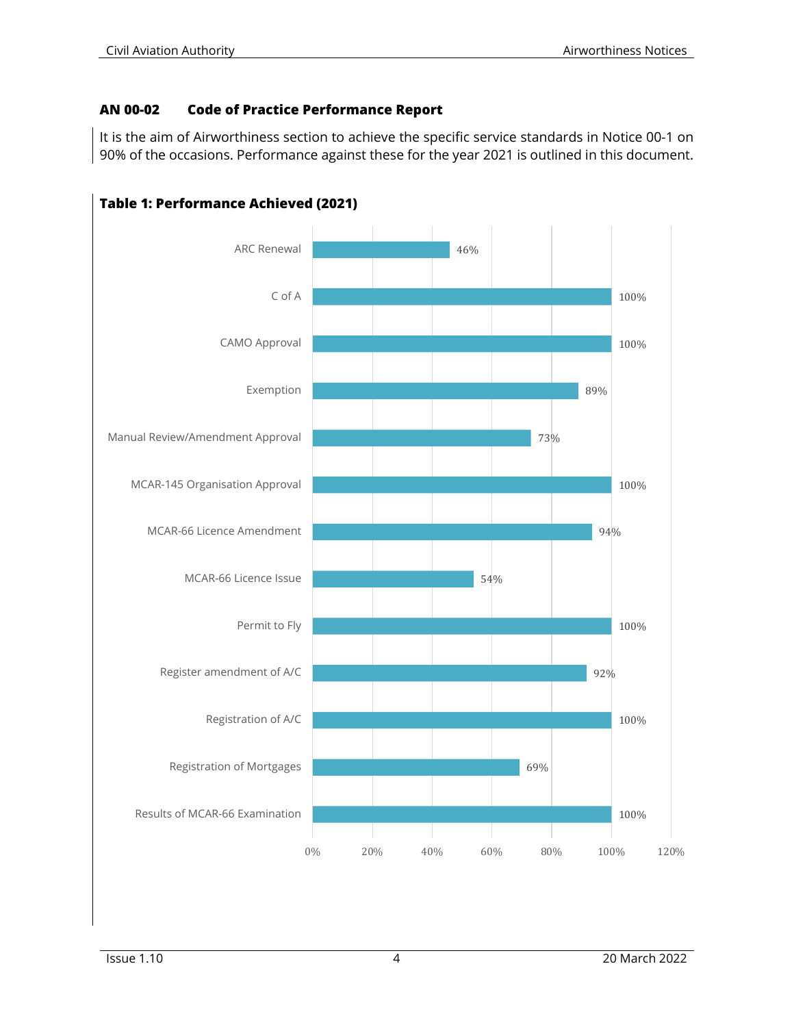## AN 00-02 Code of Practice Performance Report

It is the aim of Airworthiness section to achieve the specific service standards in Notice 00-1 on 90% of the occasions. Performance against these for the year 2021 is outlined in this document.

**Table 1: Performance Achieved (2021)**

| Service | Performance |
|---|---|
| ARC Renewal | 46% |
| C of A | 100% |
| CAMO Approval | 100% |
| Exemption | 89% |
| Manual Review/Amendment Approval | 73% |
| MCAR-145 Organisation Approval | 100% |
| MCAR-66 Licence Amendment | 94% |
| MCAR-66 Licence Issue | 54% |
| Permit to Fly | 100% |
| Register amendment of A/C | 92% |
| Registration of A/C | 100% |
| Registration of Mortgages | 69% |
| Results of MCAR-66 Examination | 100% |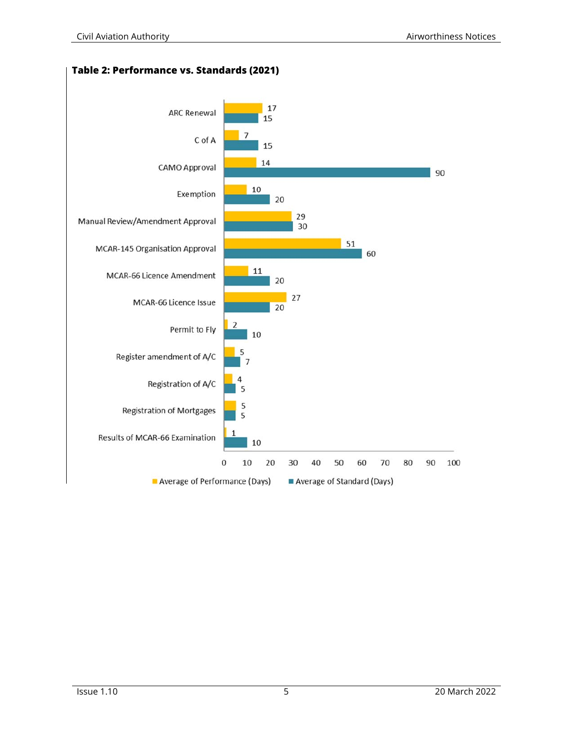**Table 2: Performance vs. Standards (2021)**

| | Average of Performance (Days) | Average of Standard (Days) |
|---|---|---|
| ARC Renewal | 17 | 15 |
| C of A | 7 | 15 |
| CAMO Approval | 14 | 90 |
| Exemption | 10 | 20 |
| Manual Review/Amendment Approval | 29 | 30 |
| MCAR-145 Organisation Approval | 51 | 60 |
| MCAR-66 Licence Amendment | 11 | 20 |
| MCAR-66 Licence Issue | 27 | 20 |
| Permit to Fly | 2 | 10 |
| Register amendment of A/C | 5 | 7 |
| Registration of A/C | 4 | 5 |
| Registration of Mortgages | 5 | 5 |
| Results of MCAR-66 Examination | 1 | 10 |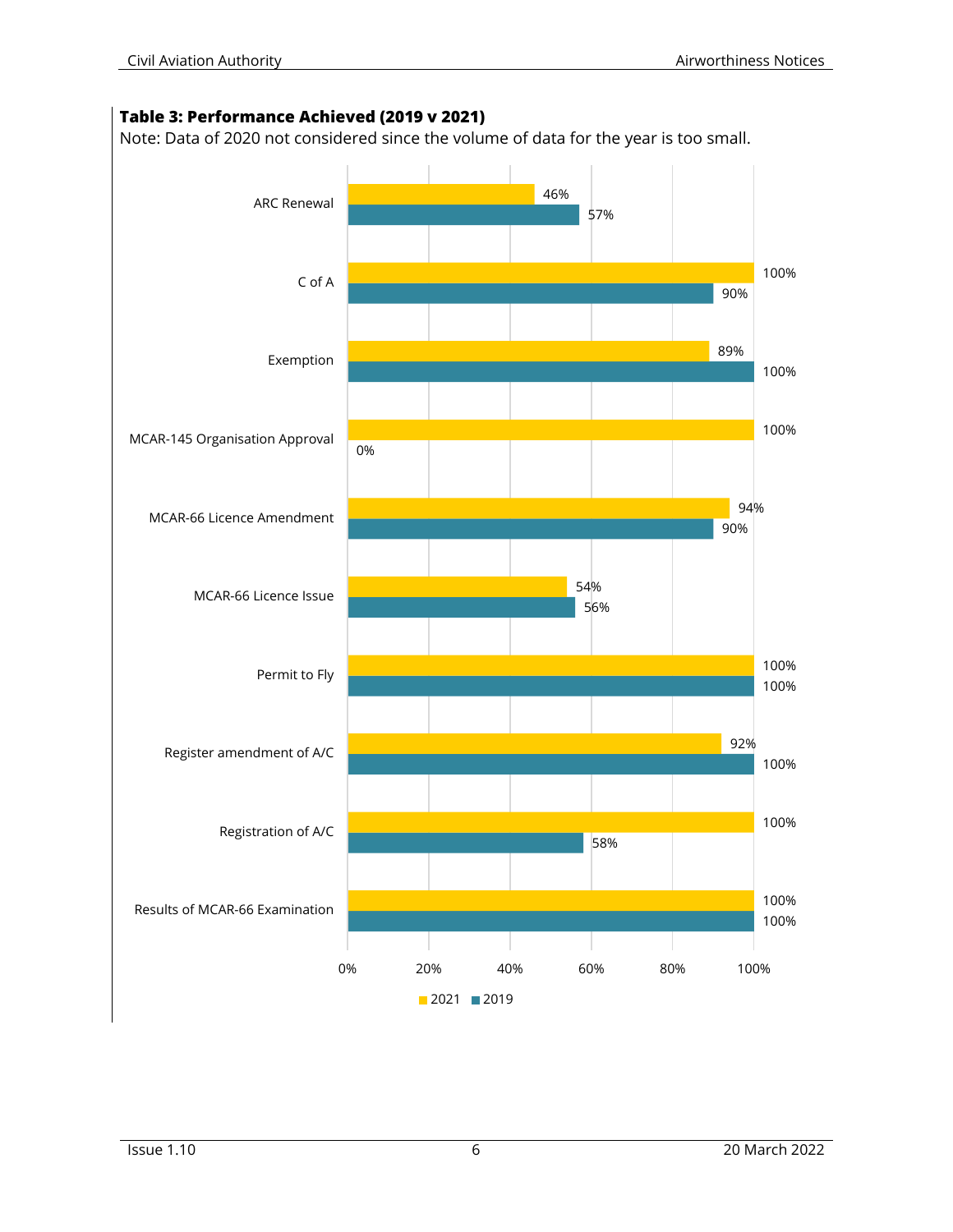**Table 3: Performance Achieved (2019 v 2021)**

Note: Data of 2020 not considered since the volume of data for the year is too small.

| | 2021 | 2019 |
|---|---|---|
| ARC Renewal | 46% | 57% |
| C of A | 100% | 90% |
| Exemption | 89% | 100% |
| MCAR-145 Organisation Approval | 100% | 0% |
| MCAR-66 Licence Amendment | 94% | 90% |
| MCAR-66 Licence Issue | 54% | 56% |
| Permit to Fly | 100% | 100% |
| Register amendment of A/C | 92% | 100% |
| Registration of A/C | 100% | 58% |
| Results of MCAR-66 Examination | 100% | 100% |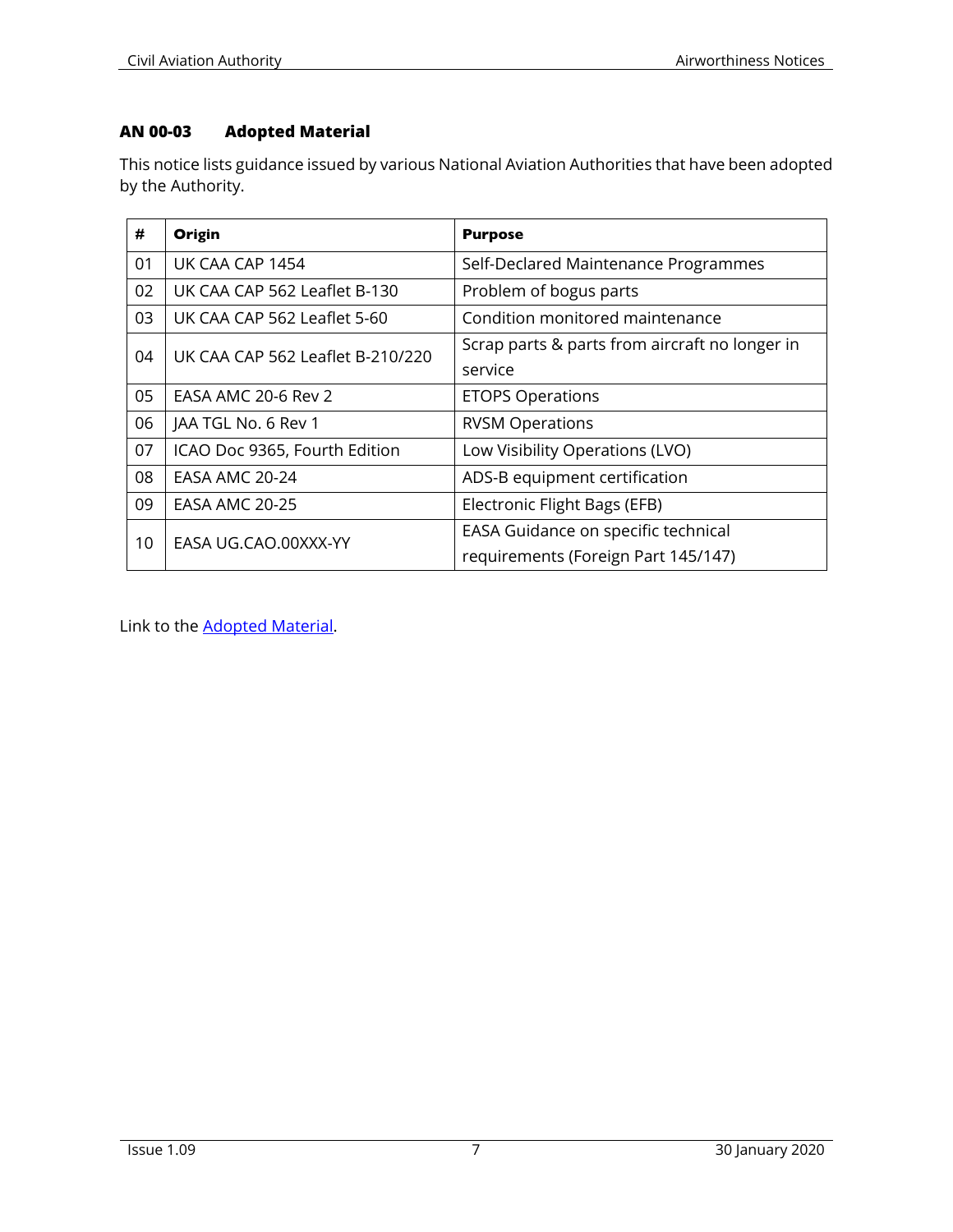## AN 00-03 Adopted Material

This notice lists guidance issued by various National Aviation Authorities that have been adopted by the Authority.

| # | Origin | Purpose |
|---|---|---|
| 01 | UK CAA CAP 1454 | Self-Declared Maintenance Programmes |
| 02 | UK CAA CAP 562 Leaflet B-130 | Problem of bogus parts |
| 03 | UK CAA CAP 562 Leaflet 5-60 | Condition monitored maintenance |
| 04 | UK CAA CAP 562 Leaflet B-210/220 | Scrap parts & parts from aircraft no longer in service |
| 05 | EASA AMC 20-6 Rev 2 | ETOPS Operations |
| 06 | JAA TGL No. 6 Rev 1 | RVSM Operations |
| 07 | ICAO Doc 9365, Fourth Edition | Low Visibility Operations (LVO) |
| 08 | EASA AMC 20-24 | ADS-B equipment certification |
| 09 | EASA AMC 20-25 | Electronic Flight Bags (EFB) |
| 10 | EASA UG.CAO.00XXX-YY | EASA Guidance on specific technical requirements (Foreign Part 145/147) |

Link to the Adopted Material.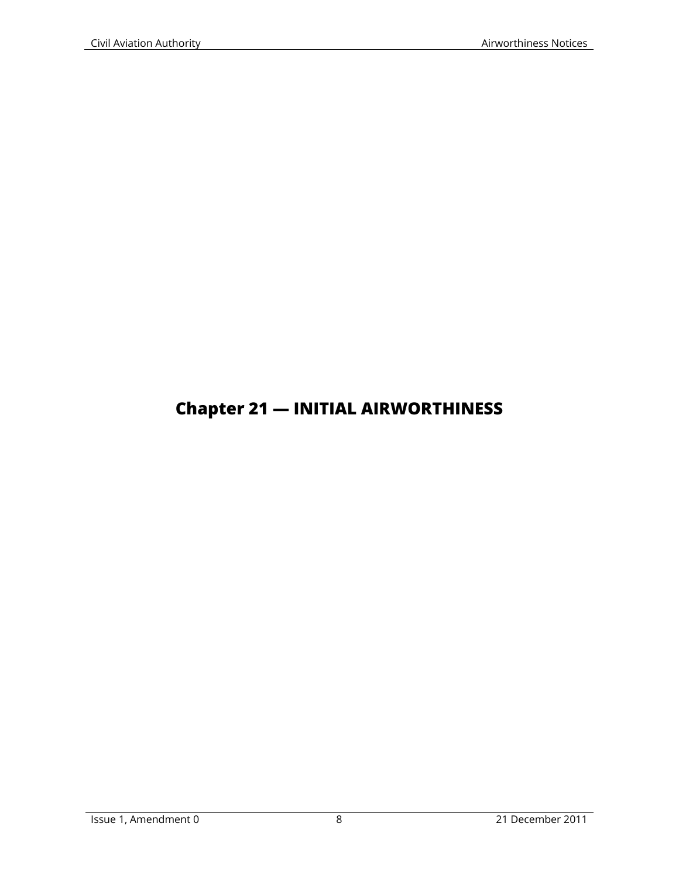# Chapter 21 — INITIAL AIRWORTHINESS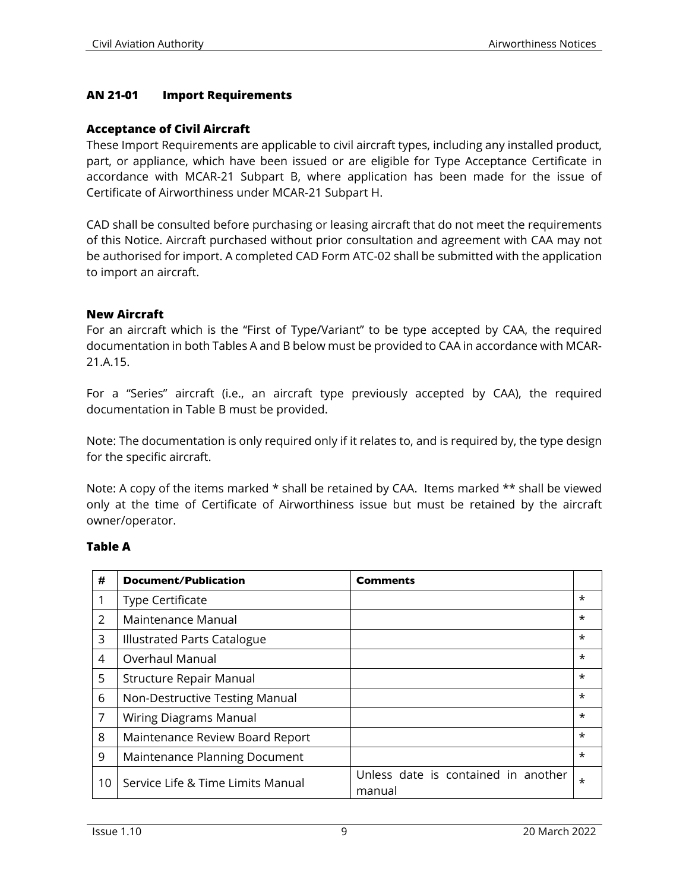### AN 21-01 Import Requirements

#### Acceptance of Civil Aircraft

These Import Requirements are applicable to civil aircraft types, including any installed product, part, or appliance, which have been issued or are eligible for Type Acceptance Certificate in accordance with MCAR-21 Subpart B, where application has been made for the issue of Certificate of Airworthiness under MCAR-21 Subpart H.

CAD shall be consulted before purchasing or leasing aircraft that do not meet the requirements of this Notice. Aircraft purchased without prior consultation and agreement with CAA may not be authorised for import. A completed CAD Form ATC-02 shall be submitted with the application to import an aircraft.

#### New Aircraft

For an aircraft which is the "First of Type/Variant" to be type accepted by CAA, the required documentation in both Tables A and B below must be provided to CAA in accordance with MCAR-21.A.15.

For a "Series" aircraft (i.e., an aircraft type previously accepted by CAA), the required documentation in Table B must be provided.

Note: The documentation is only required only if it relates to, and is required by, the type design for the specific aircraft.

Note: A copy of the items marked * shall be retained by CAA. Items marked ** shall be viewed only at the time of Certificate of Airworthiness issue but must be retained by the aircraft owner/operator.

#### Table A

| # | Document/Publication | Comments | |
|---|---|---|---|
| 1 | Type Certificate | | * |
| 2 | Maintenance Manual | | * |
| 3 | Illustrated Parts Catalogue | | * |
| 4 | Overhaul Manual | | * |
| 5 | Structure Repair Manual | | * |
| 6 | Non-Destructive Testing Manual | | * |
| 7 | Wiring Diagrams Manual | | * |
| 8 | Maintenance Review Board Report | | * |
| 9 | Maintenance Planning Document | | * |
| 10 | Service Life & Time Limits Manual | Unless date is contained in another manual | * |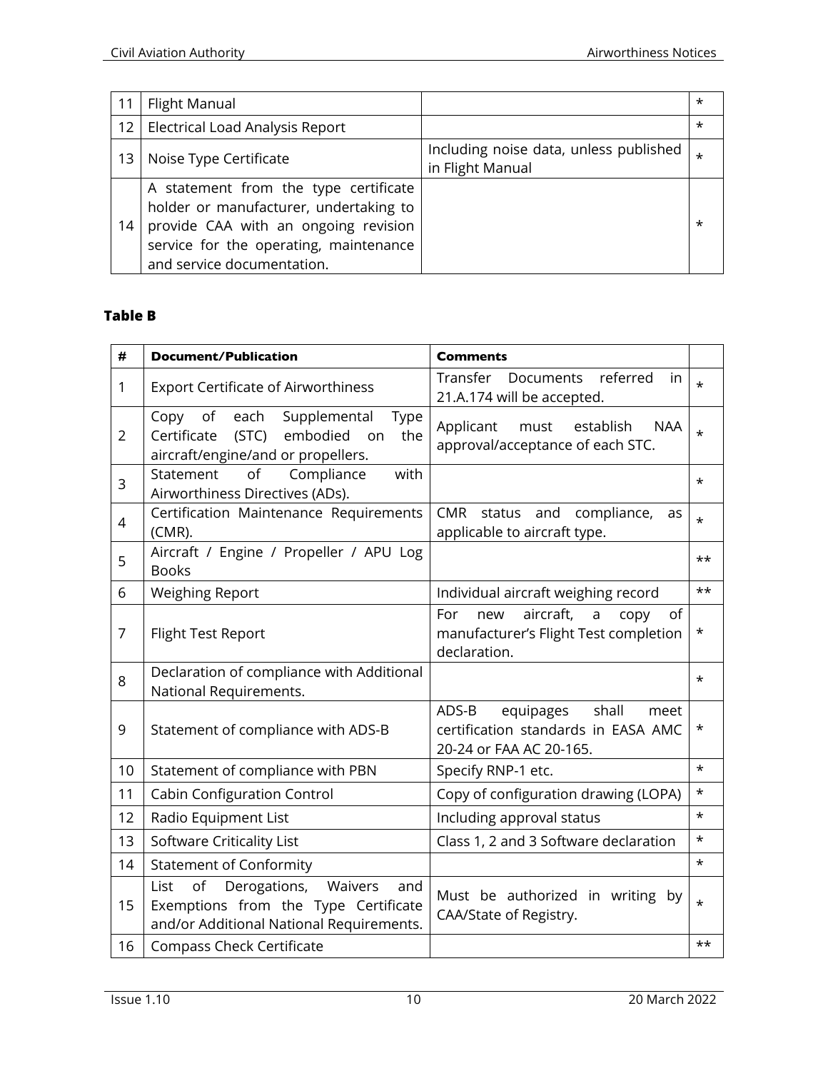| | | | |
|---|---|---|---|
| 11 | Flight Manual | | * |
| 12 | Electrical Load Analysis Report | | * |
| 13 | Noise Type Certificate | Including noise data, unless published in Flight Manual | * |
| 14 | A statement from the type certificate holder or manufacturer, undertaking to provide CAA with an ongoing revision service for the operating, maintenance and service documentation. | | * |

**Table B**

| # | Document/Publication | Comments | |
|---|---|---|---|
| 1 | Export Certificate of Airworthiness | Transfer Documents referred in 21.A.174 will be accepted. | * |
| 2 | Copy of each Supplemental Type Certificate (STC) embodied on the aircraft/engine/and or propellers. | Applicant must establish NAA approval/acceptance of each STC. | * |
| 3 | Statement of Compliance with Airworthiness Directives (ADs). | | * |
| 4 | Certification Maintenance Requirements (CMR). | CMR status and compliance, as applicable to aircraft type. | * |
| 5 | Aircraft / Engine / Propeller / APU Log Books | | ** |
| 6 | Weighing Report | Individual aircraft weighing record | ** |
| 7 | Flight Test Report | For new aircraft, a copy of manufacturer's Flight Test completion declaration. | * |
| 8 | Declaration of compliance with Additional National Requirements. | | * |
| 9 | Statement of compliance with ADS-B | ADS-B equipages shall meet certification standards in EASA AMC 20-24 or FAA AC 20-165. | * |
| 10 | Statement of compliance with PBN | Specify RNP-1 etc. | * |
| 11 | Cabin Configuration Control | Copy of configuration drawing (LOPA) | * |
| 12 | Radio Equipment List | Including approval status | * |
| 13 | Software Criticality List | Class 1, 2 and 3 Software declaration | * |
| 14 | Statement of Conformity | | * |
| 15 | List of Derogations, Waivers and Exemptions from the Type Certificate and/or Additional National Requirements. | Must be authorized in writing by CAA/State of Registry. | * |
| 16 | Compass Check Certificate | | ** |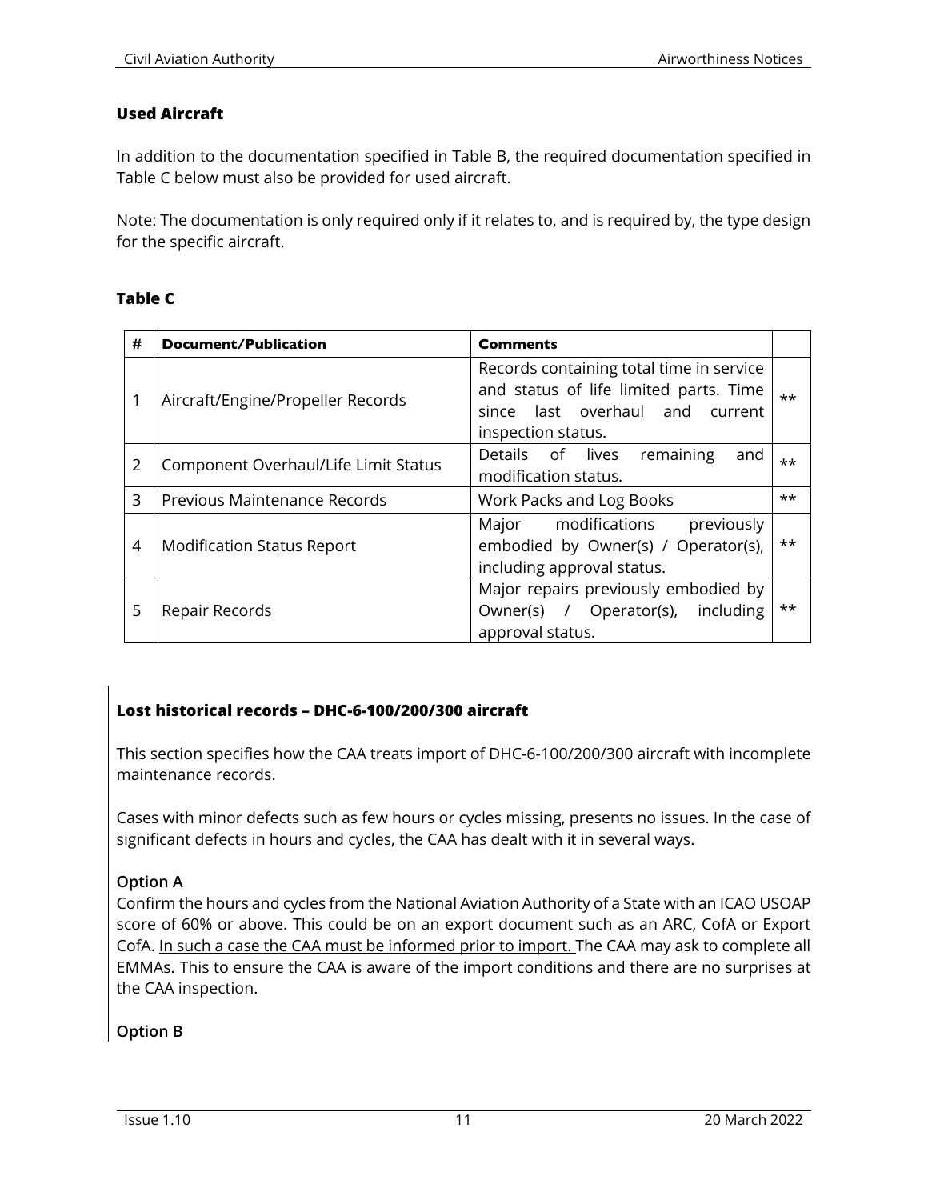### Used Aircraft

In addition to the documentation specified in Table B, the required documentation specified in Table C below must also be provided for used aircraft.

Note: The documentation is only required only if it relates to, and is required by, the type design for the specific aircraft.

### Table C

| # | Document/Publication | Comments | |
|---|---|---|---|
| 1 | Aircraft/Engine/Propeller Records | Records containing total time in service and status of life limited parts. Time since last overhaul and current inspection status. | ** |
| 2 | Component Overhaul/Life Limit Status | Details of lives remaining and modification status. | ** |
| 3 | Previous Maintenance Records | Work Packs and Log Books | ** |
| 4 | Modification Status Report | Major modifications previously embodied by Owner(s) / Operator(s), including approval status. | ** |
| 5 | Repair Records | Major repairs previously embodied by Owner(s) / Operator(s), including approval status. | ** |

### Lost historical records – DHC-6-100/200/300 aircraft

This section specifies how the CAA treats import of DHC-6-100/200/300 aircraft with incomplete maintenance records.

Cases with minor defects such as few hours or cycles missing, presents no issues. In the case of significant defects in hours and cycles, the CAA has dealt with it in several ways.

**Option A**

Confirm the hours and cycles from the National Aviation Authority of a State with an ICAO USOAP score of 60% or above. This could be on an export document such as an ARC, CofA or Export CofA. In such a case the CAA must be informed prior to import. The CAA may ask to complete all EMMAs. This to ensure the CAA is aware of the import conditions and there are no surprises at the CAA inspection.

**Option B**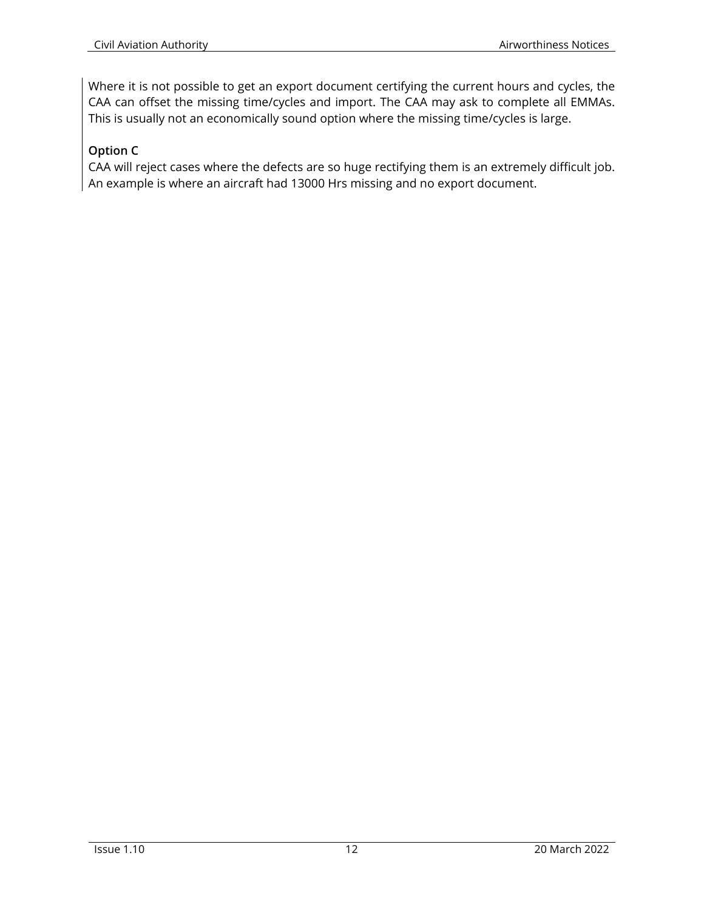Where it is not possible to get an export document certifying the current hours and cycles, the CAA can offset the missing time/cycles and import. The CAA may ask to complete all EMMAs. This is usually not an economically sound option where the missing time/cycles is large.

**Option C**

CAA will reject cases where the defects are so huge rectifying them is an extremely difficult job. An example is where an aircraft had 13000 Hrs missing and no export document.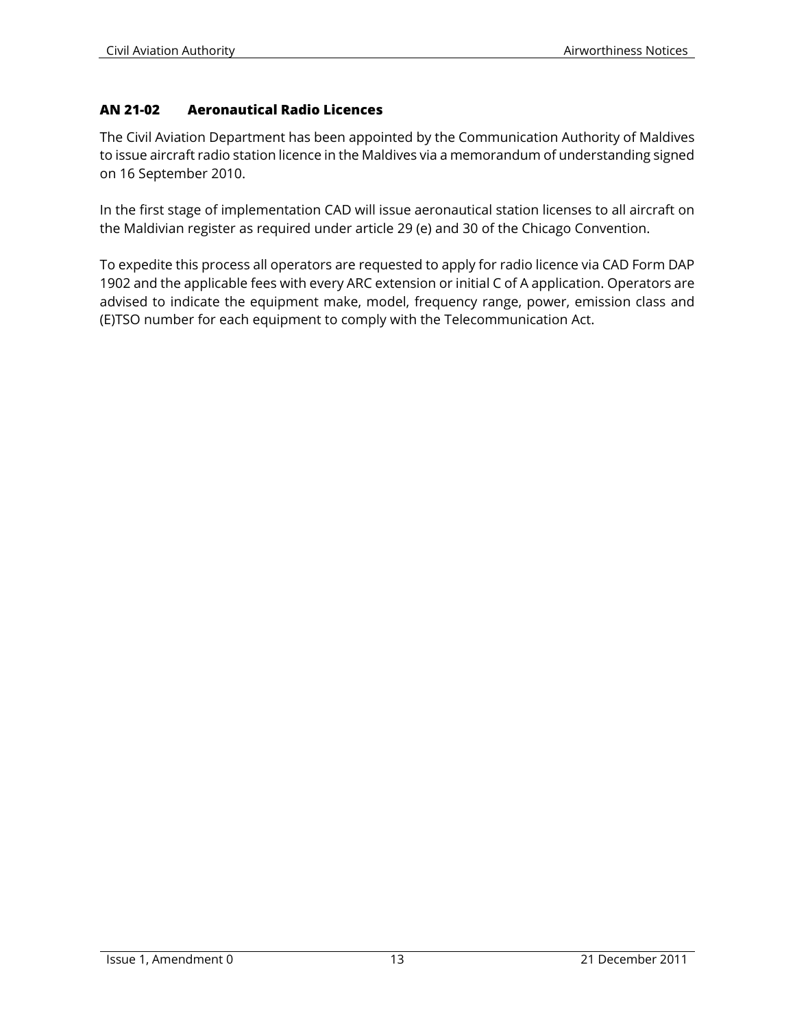## AN 21-02 Aeronautical Radio Licences

The Civil Aviation Department has been appointed by the Communication Authority of Maldives to issue aircraft radio station licence in the Maldives via a memorandum of understanding signed on 16 September 2010.

In the first stage of implementation CAD will issue aeronautical station licenses to all aircraft on the Maldivian register as required under article 29 (e) and 30 of the Chicago Convention.

To expedite this process all operators are requested to apply for radio licence via CAD Form DAP 1902 and the applicable fees with every ARC extension or initial C of A application. Operators are advised to indicate the equipment make, model, frequency range, power, emission class and (E)TSO number for each equipment to comply with the Telecommunication Act.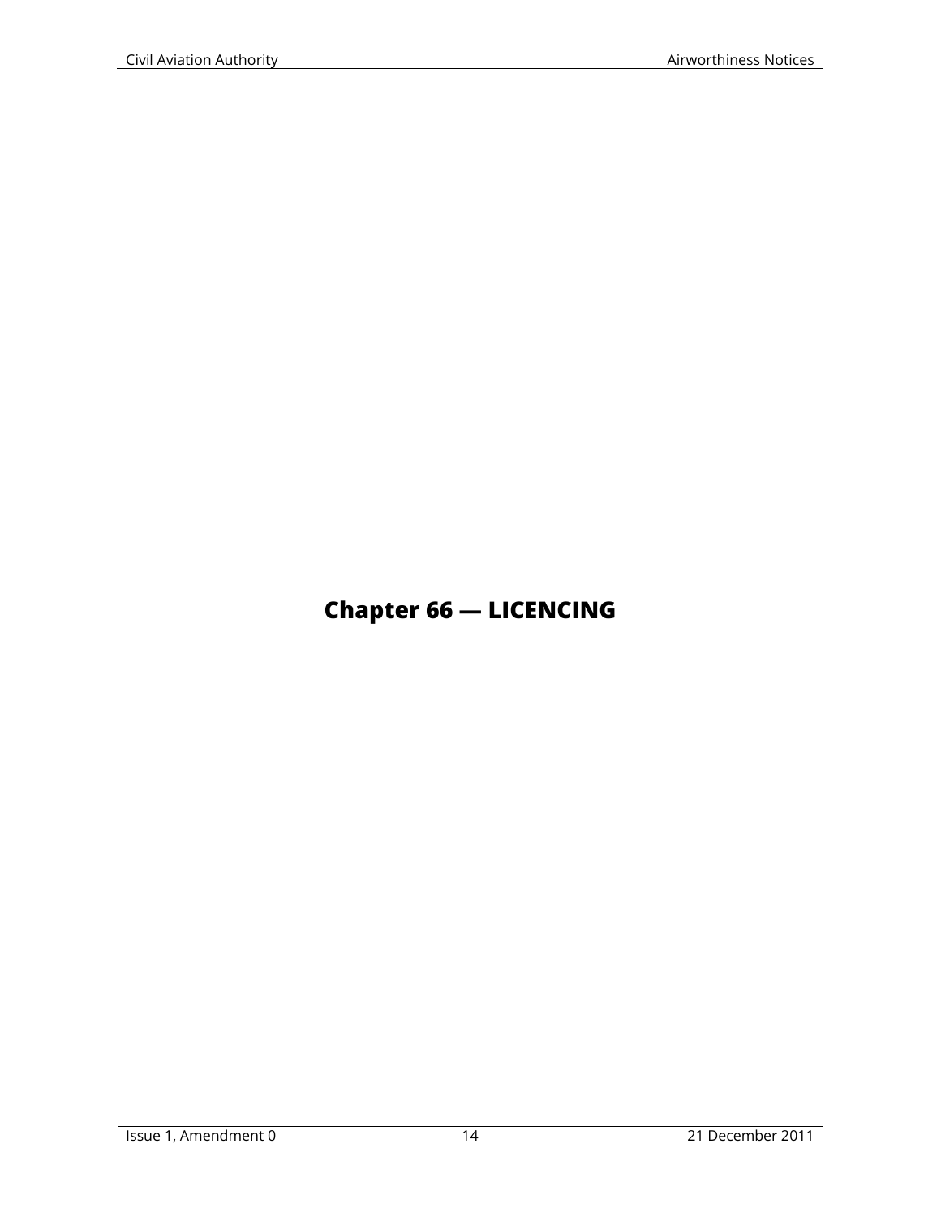# Chapter 66 — LICENCING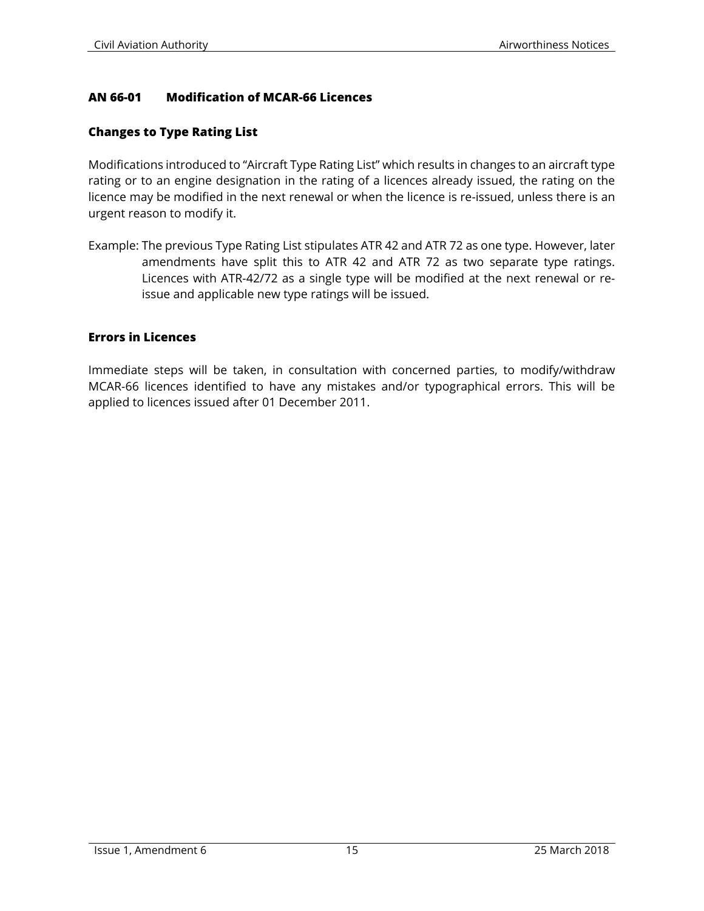## AN 66-01 Modification of MCAR-66 Licences

### Changes to Type Rating List

Modifications introduced to "Aircraft Type Rating List" which results in changes to an aircraft type rating or to an engine designation in the rating of a licences already issued, the rating on the licence may be modified in the next renewal or when the licence is re-issued, unless there is an urgent reason to modify it.

Example: The previous Type Rating List stipulates ATR 42 and ATR 72 as one type. However, later amendments have split this to ATR 42 and ATR 72 as two separate type ratings. Licences with ATR-42/72 as a single type will be modified at the next renewal or re-issue and applicable new type ratings will be issued.

### Errors in Licences

Immediate steps will be taken, in consultation with concerned parties, to modify/withdraw MCAR-66 licences identified to have any mistakes and/or typographical errors. This will be applied to licences issued after 01 December 2011.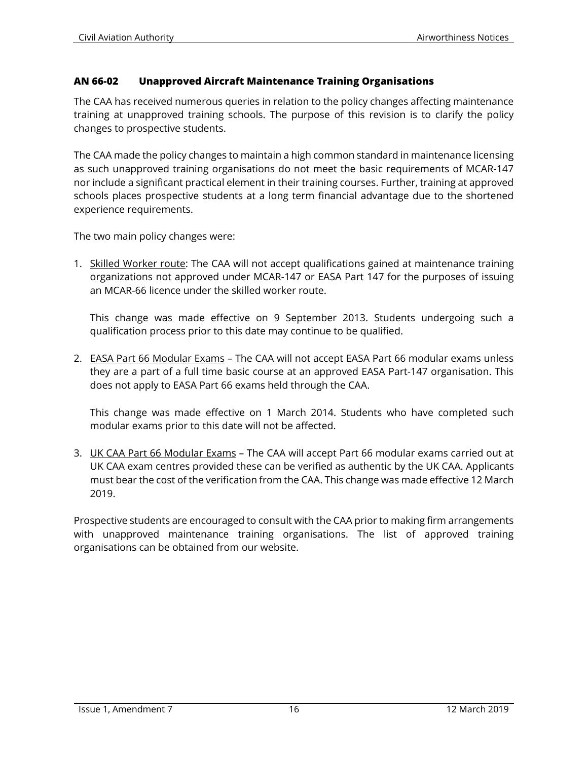### AN 66-02 Unapproved Aircraft Maintenance Training Organisations

The CAA has received numerous queries in relation to the policy changes affecting maintenance training at unapproved training schools. The purpose of this revision is to clarify the policy changes to prospective students.

The CAA made the policy changes to maintain a high common standard in maintenance licensing as such unapproved training organisations do not meet the basic requirements of MCAR-147 nor include a significant practical element in their training courses. Further, training at approved schools places prospective students at a long term financial advantage due to the shortened experience requirements.

The two main policy changes were:

1. <u>Skilled Worker route</u>: The CAA will not accept qualifications gained at maintenance training organizations not approved under MCAR-147 or EASA Part 147 for the purposes of issuing an MCAR-66 licence under the skilled worker route.

   This change was made effective on 9 September 2013. Students undergoing such a qualification process prior to this date may continue to be qualified.

2. <u>EASA Part 66 Modular Exams</u> – The CAA will not accept EASA Part 66 modular exams unless they are a part of a full time basic course at an approved EASA Part-147 organisation. This does not apply to EASA Part 66 exams held through the CAA.

   This change was made effective on 1 March 2014. Students who have completed such modular exams prior to this date will not be affected.

3. <u>UK CAA Part 66 Modular Exams</u> – The CAA will accept Part 66 modular exams carried out at UK CAA exam centres provided these can be verified as authentic by the UK CAA. Applicants must bear the cost of the verification from the CAA. This change was made effective 12 March 2019.

Prospective students are encouraged to consult with the CAA prior to making firm arrangements with unapproved maintenance training organisations. The list of approved training organisations can be obtained from our website.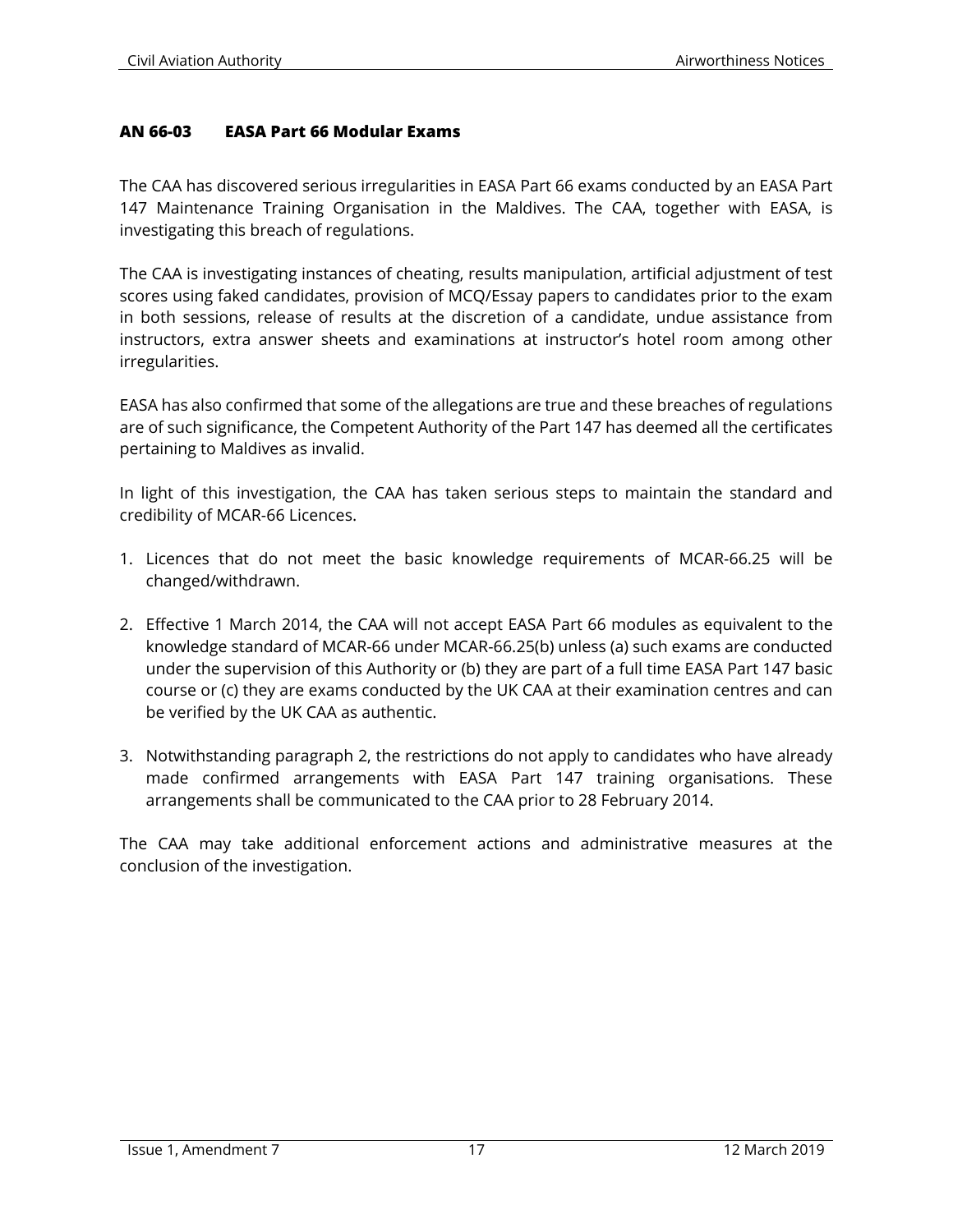## AN 66-03 EASA Part 66 Modular Exams

The CAA has discovered serious irregularities in EASA Part 66 exams conducted by an EASA Part 147 Maintenance Training Organisation in the Maldives. The CAA, together with EASA, is investigating this breach of regulations.

The CAA is investigating instances of cheating, results manipulation, artificial adjustment of test scores using faked candidates, provision of MCQ/Essay papers to candidates prior to the exam in both sessions, release of results at the discretion of a candidate, undue assistance from instructors, extra answer sheets and examinations at instructor's hotel room among other irregularities.

EASA has also confirmed that some of the allegations are true and these breaches of regulations are of such significance, the Competent Authority of the Part 147 has deemed all the certificates pertaining to Maldives as invalid.

In light of this investigation, the CAA has taken serious steps to maintain the standard and credibility of MCAR-66 Licences.

1. Licences that do not meet the basic knowledge requirements of MCAR-66.25 will be changed/withdrawn.

2. Effective 1 March 2014, the CAA will not accept EASA Part 66 modules as equivalent to the knowledge standard of MCAR-66 under MCAR-66.25(b) unless (a) such exams are conducted under the supervision of this Authority or (b) they are part of a full time EASA Part 147 basic course or (c) they are exams conducted by the UK CAA at their examination centres and can be verified by the UK CAA as authentic.

3. Notwithstanding paragraph 2, the restrictions do not apply to candidates who have already made confirmed arrangements with EASA Part 147 training organisations. These arrangements shall be communicated to the CAA prior to 28 February 2014.

The CAA may take additional enforcement actions and administrative measures at the conclusion of the investigation.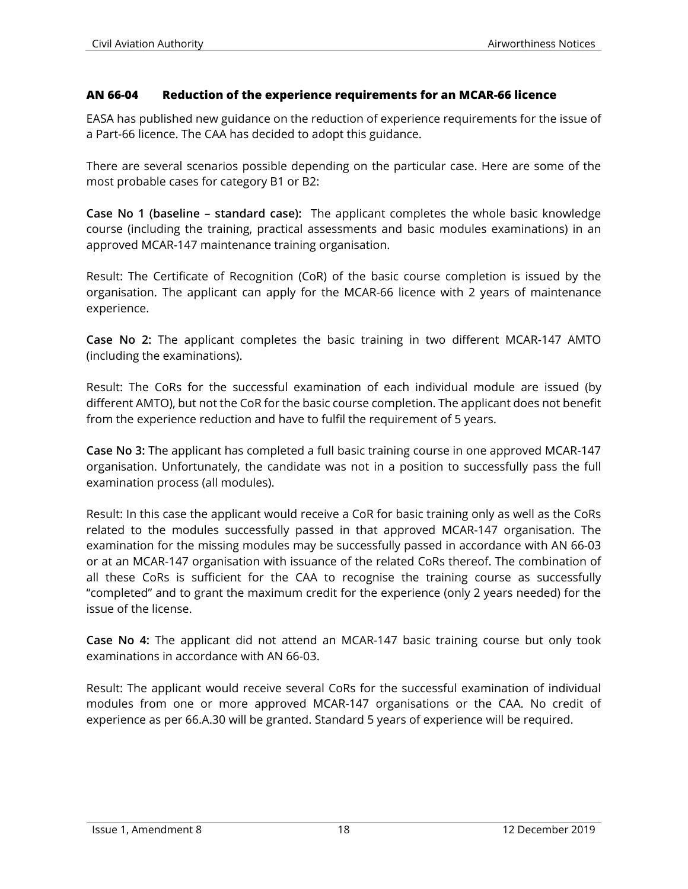## AN 66-04 Reduction of the experience requirements for an MCAR-66 licence

EASA has published new guidance on the reduction of experience requirements for the issue of a Part-66 licence. The CAA has decided to adopt this guidance.

There are several scenarios possible depending on the particular case. Here are some of the most probable cases for category B1 or B2:

**Case No 1 (baseline – standard case):** The applicant completes the whole basic knowledge course (including the training, practical assessments and basic modules examinations) in an approved MCAR-147 maintenance training organisation.

Result: The Certificate of Recognition (CoR) of the basic course completion is issued by the organisation. The applicant can apply for the MCAR-66 licence with 2 years of maintenance experience.

**Case No 2:** The applicant completes the basic training in two different MCAR-147 AMTO (including the examinations).

Result: The CoRs for the successful examination of each individual module are issued (by different AMTO), but not the CoR for the basic course completion. The applicant does not benefit from the experience reduction and have to fulfil the requirement of 5 years.

**Case No 3:** The applicant has completed a full basic training course in one approved MCAR-147 organisation. Unfortunately, the candidate was not in a position to successfully pass the full examination process (all modules).

Result: In this case the applicant would receive a CoR for basic training only as well as the CoRs related to the modules successfully passed in that approved MCAR-147 organisation. The examination for the missing modules may be successfully passed in accordance with AN 66-03 or at an MCAR-147 organisation with issuance of the related CoRs thereof. The combination of all these CoRs is sufficient for the CAA to recognise the training course as successfully "completed" and to grant the maximum credit for the experience (only 2 years needed) for the issue of the license.

**Case No 4:** The applicant did not attend an MCAR-147 basic training course but only took examinations in accordance with AN 66-03.

Result: The applicant would receive several CoRs for the successful examination of individual modules from one or more approved MCAR-147 organisations or the CAA. No credit of experience as per 66.A.30 will be granted. Standard 5 years of experience will be required.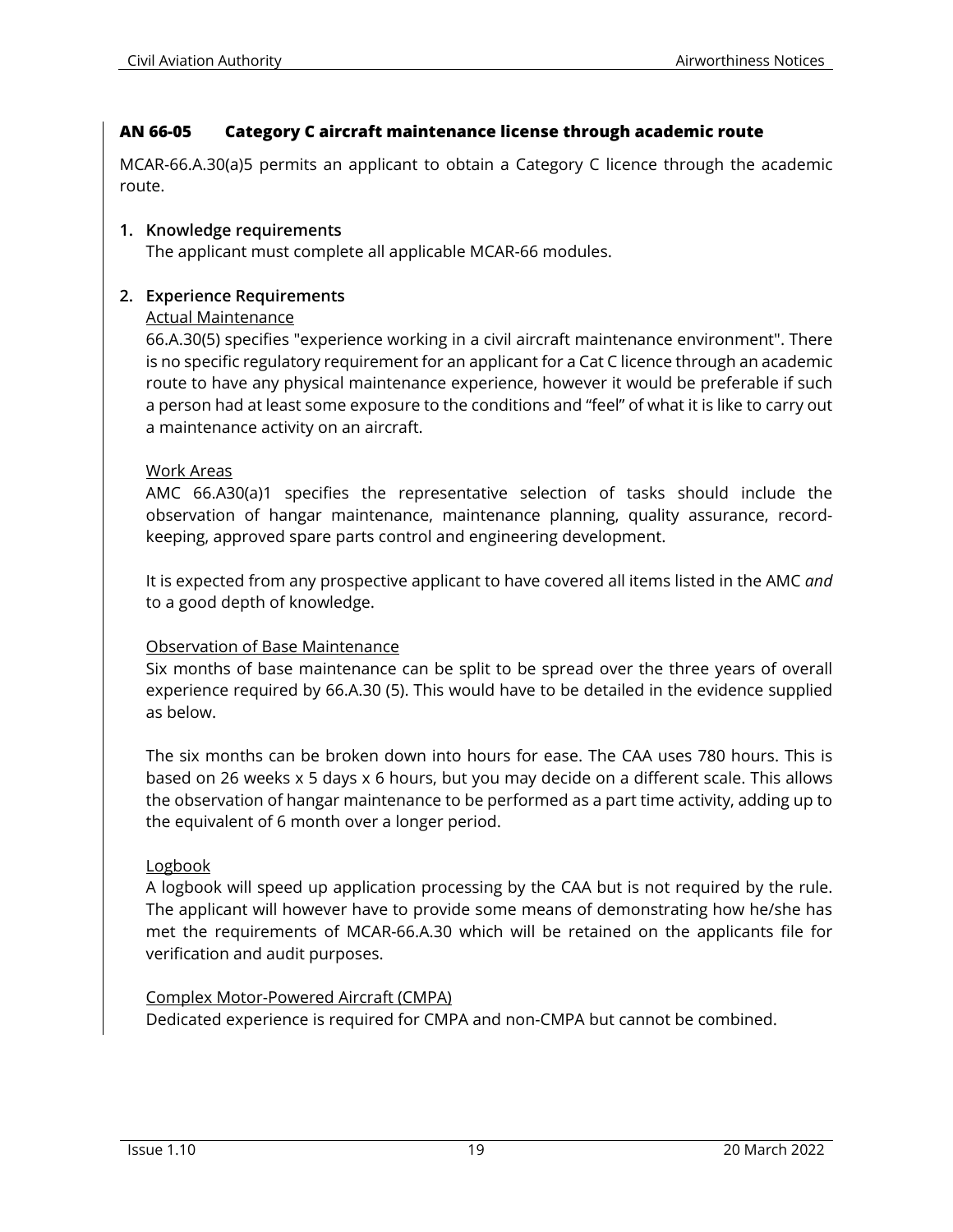## AN 66-05 Category C aircraft maintenance license through academic route

MCAR-66.A.30(a)5 permits an applicant to obtain a Category C licence through the academic route.

1. **Knowledge requirements**

   The applicant must complete all applicable MCAR-66 modules.

2. **Experience Requirements**

   Actual Maintenance

   66.A.30(5) specifies "experience working in a civil aircraft maintenance environment". There is no specific regulatory requirement for an applicant for a Cat C licence through an academic route to have any physical maintenance experience, however it would be preferable if such a person had at least some exposure to the conditions and "feel" of what it is like to carry out a maintenance activity on an aircraft.

   Work Areas

   AMC 66.A30(a)1 specifies the representative selection of tasks should include the observation of hangar maintenance, maintenance planning, quality assurance, record-keeping, approved spare parts control and engineering development.

   It is expected from any prospective applicant to have covered all items listed in the AMC *and* to a good depth of knowledge.

   Observation of Base Maintenance

   Six months of base maintenance can be split to be spread over the three years of overall experience required by 66.A.30 (5). This would have to be detailed in the evidence supplied as below.

   The six months can be broken down into hours for ease. The CAA uses 780 hours. This is based on 26 weeks x 5 days x 6 hours, but you may decide on a different scale. This allows the observation of hangar maintenance to be performed as a part time activity, adding up to the equivalent of 6 month over a longer period.

   Logbook

   A logbook will speed up application processing by the CAA but is not required by the rule. The applicant will however have to provide some means of demonstrating how he/she has met the requirements of MCAR-66.A.30 which will be retained on the applicants file for verification and audit purposes.

   Complex Motor-Powered Aircraft (CMPA)

   Dedicated experience is required for CMPA and non-CMPA but cannot be combined.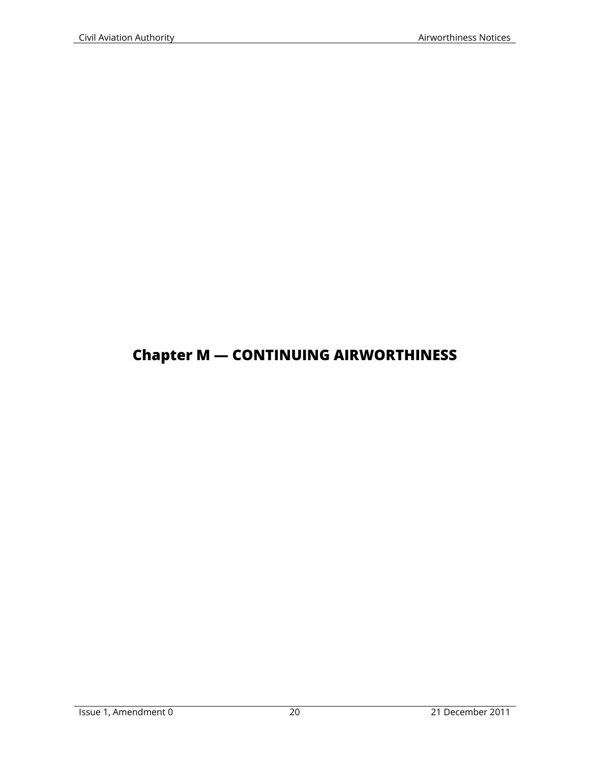# Chapter M — CONTINUING AIRWORTHINESS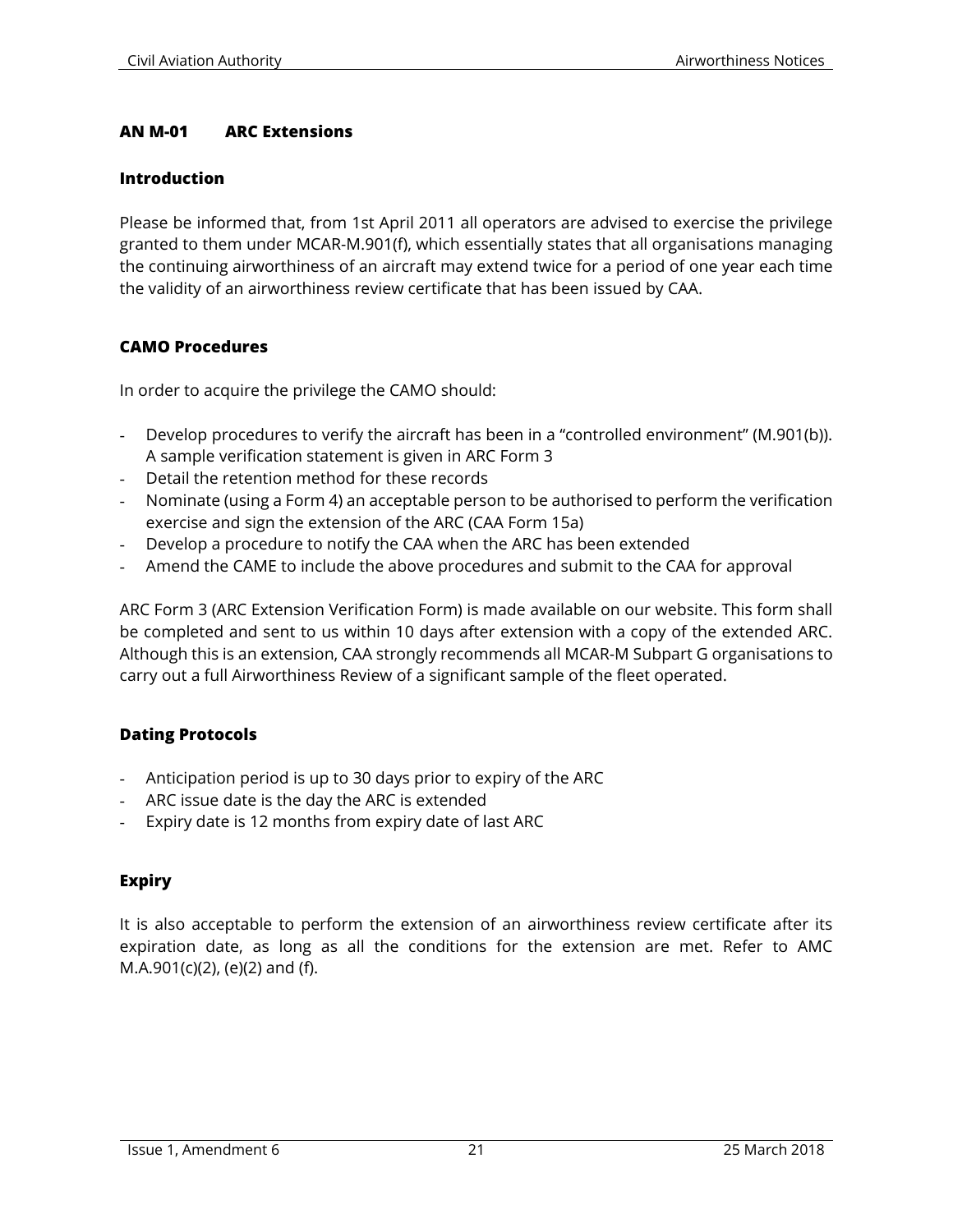## AN M-01 ARC Extensions

### Introduction

Please be informed that, from 1st April 2011 all operators are advised to exercise the privilege granted to them under MCAR-M.901(f), which essentially states that all organisations managing the continuing airworthiness of an aircraft may extend twice for a period of one year each time the validity of an airworthiness review certificate that has been issued by CAA.

### CAMO Procedures

In order to acquire the privilege the CAMO should:

- Develop procedures to verify the aircraft has been in a "controlled environment" (M.901(b)). A sample verification statement is given in ARC Form 3
- Detail the retention method for these records
- Nominate (using a Form 4) an acceptable person to be authorised to perform the verification exercise and sign the extension of the ARC (CAA Form 15a)
- Develop a procedure to notify the CAA when the ARC has been extended
- Amend the CAME to include the above procedures and submit to the CAA for approval

ARC Form 3 (ARC Extension Verification Form) is made available on our website. This form shall be completed and sent to us within 10 days after extension with a copy of the extended ARC. Although this is an extension, CAA strongly recommends all MCAR-M Subpart G organisations to carry out a full Airworthiness Review of a significant sample of the fleet operated.

### Dating Protocols

- Anticipation period is up to 30 days prior to expiry of the ARC
- ARC issue date is the day the ARC is extended
- Expiry date is 12 months from expiry date of last ARC

### Expiry

It is also acceptable to perform the extension of an airworthiness review certificate after its expiration date, as long as all the conditions for the extension are met. Refer to AMC M.A.901(c)(2), (e)(2) and (f).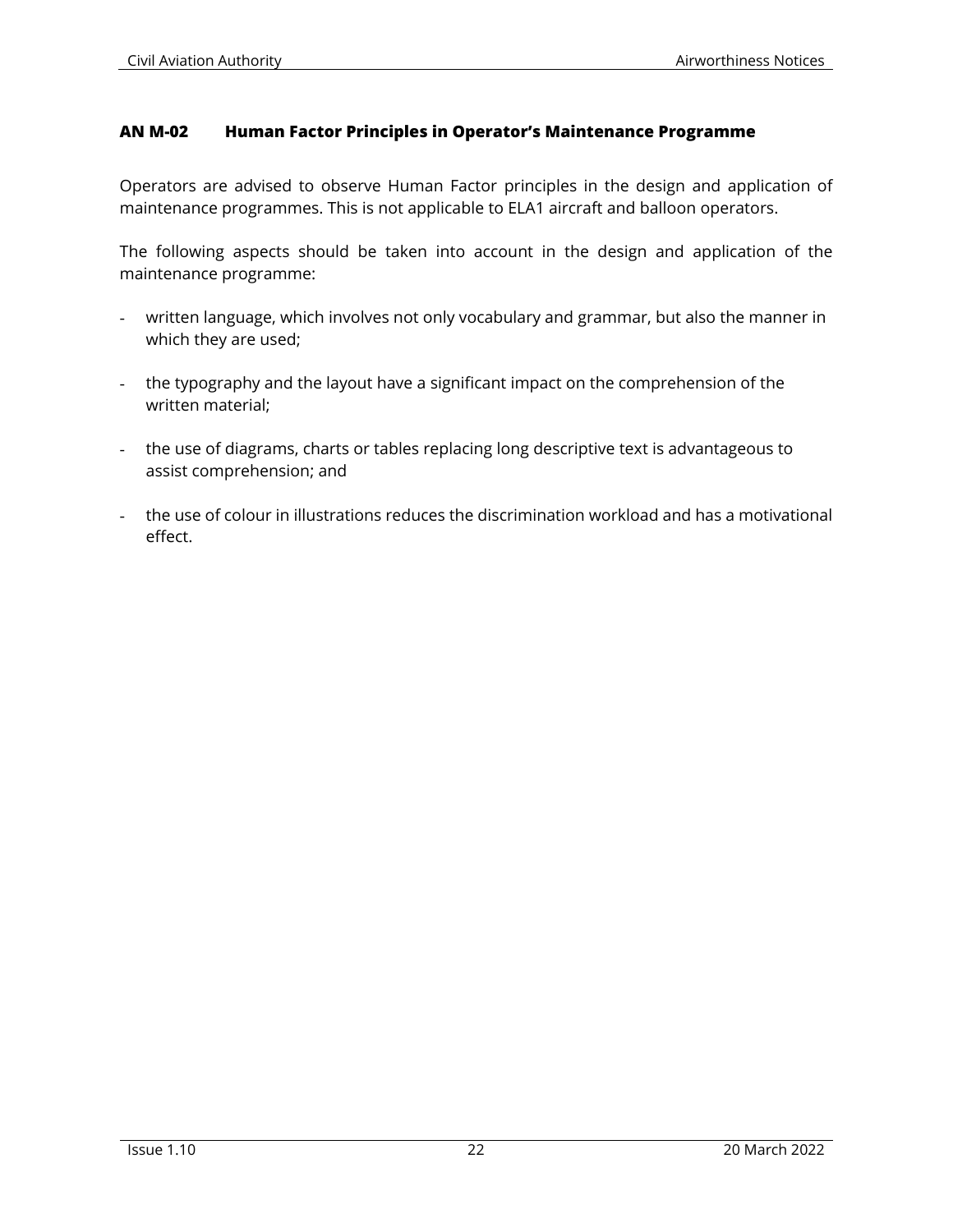## AN M-02 Human Factor Principles in Operator's Maintenance Programme

Operators are advised to observe Human Factor principles in the design and application of maintenance programmes. This is not applicable to ELA1 aircraft and balloon operators.

The following aspects should be taken into account in the design and application of the maintenance programme:

- written language, which involves not only vocabulary and grammar, but also the manner in which they are used;
- the typography and the layout have a significant impact on the comprehension of the written material;
- the use of diagrams, charts or tables replacing long descriptive text is advantageous to assist comprehension; and
- the use of colour in illustrations reduces the discrimination workload and has a motivational effect.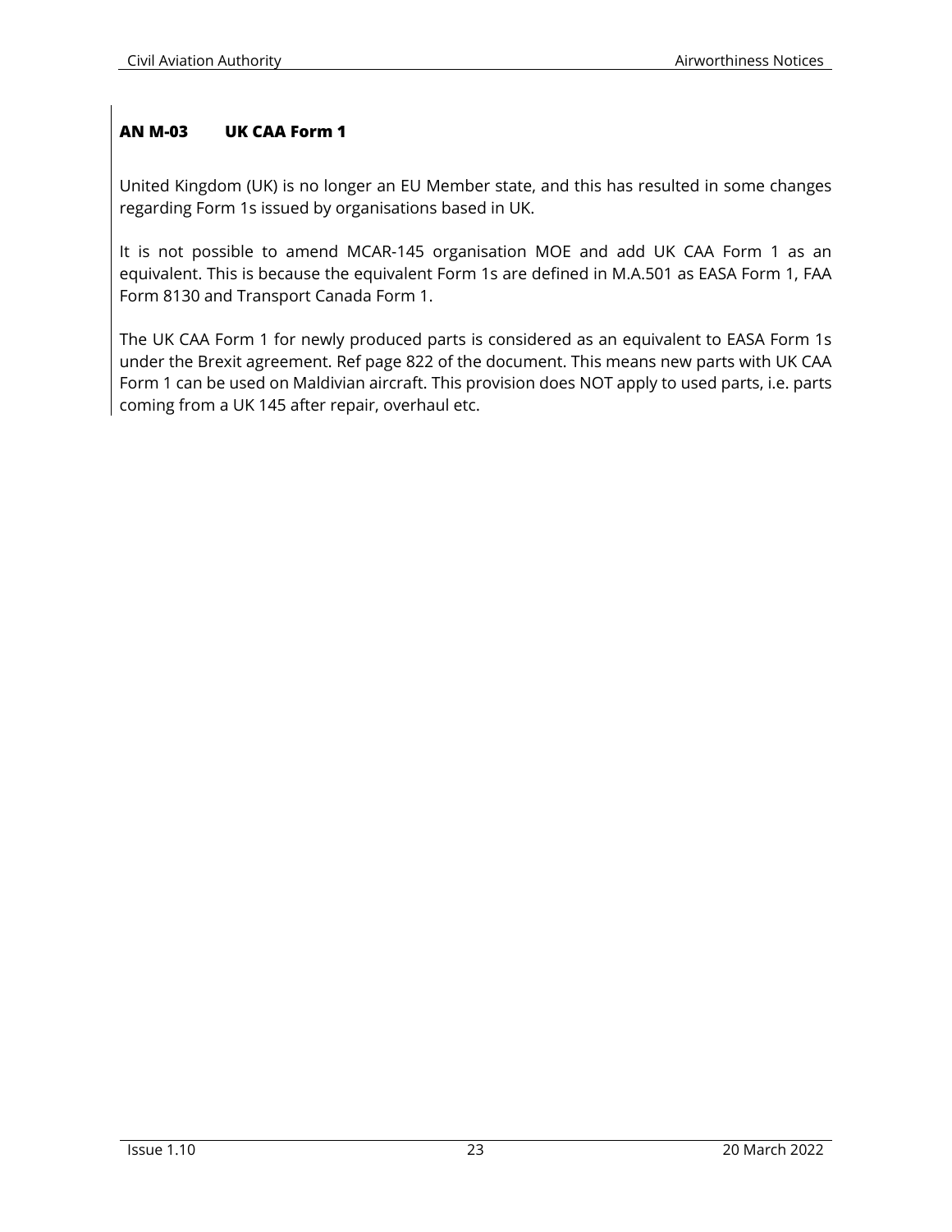## AN M-03 UK CAA Form 1

United Kingdom (UK) is no longer an EU Member state, and this has resulted in some changes regarding Form 1s issued by organisations based in UK.

It is not possible to amend MCAR-145 organisation MOE and add UK CAA Form 1 as an equivalent. This is because the equivalent Form 1s are defined in M.A.501 as EASA Form 1, FAA Form 8130 and Transport Canada Form 1.

The UK CAA Form 1 for newly produced parts is considered as an equivalent to EASA Form 1s under the Brexit agreement. Ref page 822 of the document. This means new parts with UK CAA Form 1 can be used on Maldivian aircraft. This provision does NOT apply to used parts, i.e. parts coming from a UK 145 after repair, overhaul etc.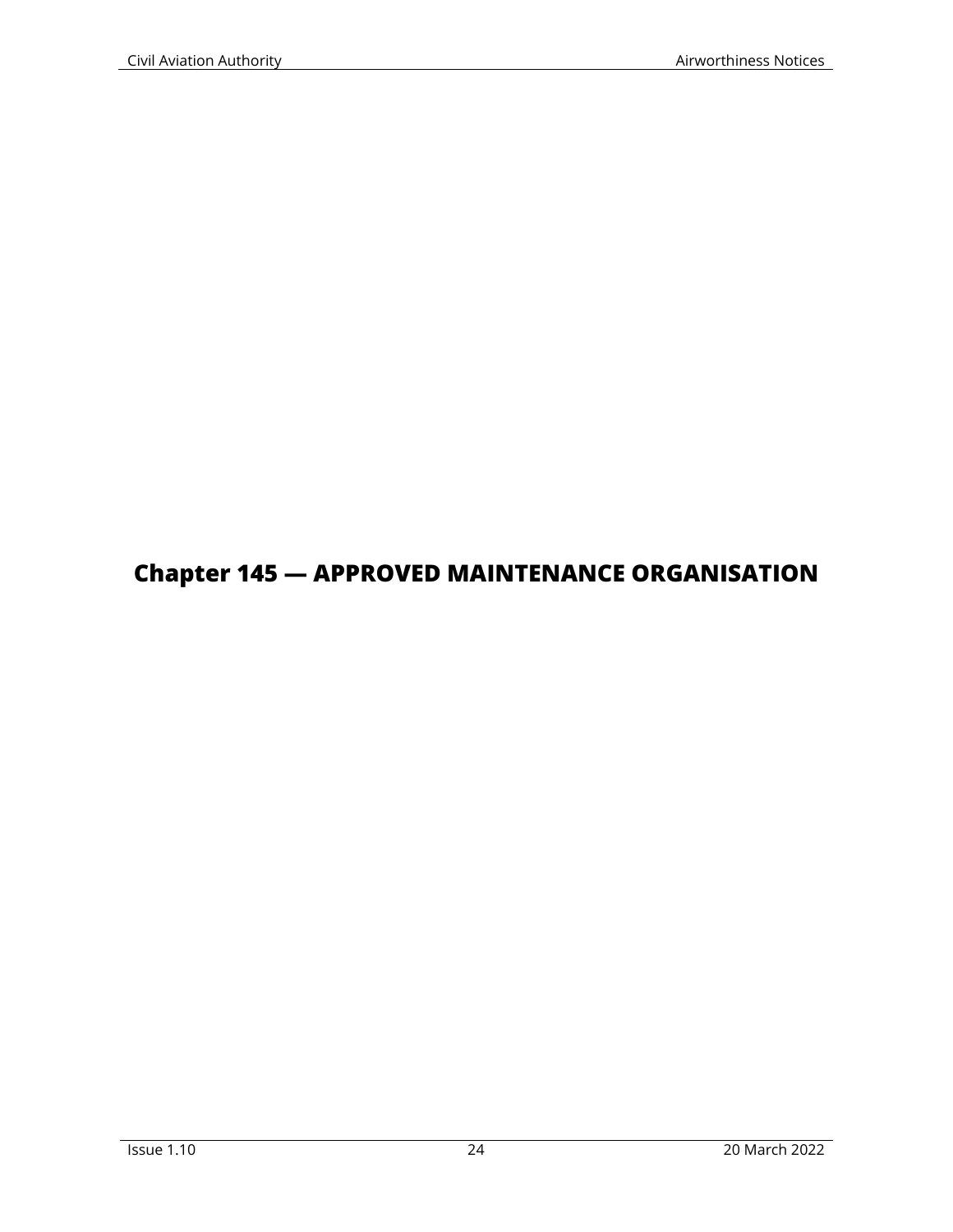# Chapter 145 — APPROVED MAINTENANCE ORGANISATION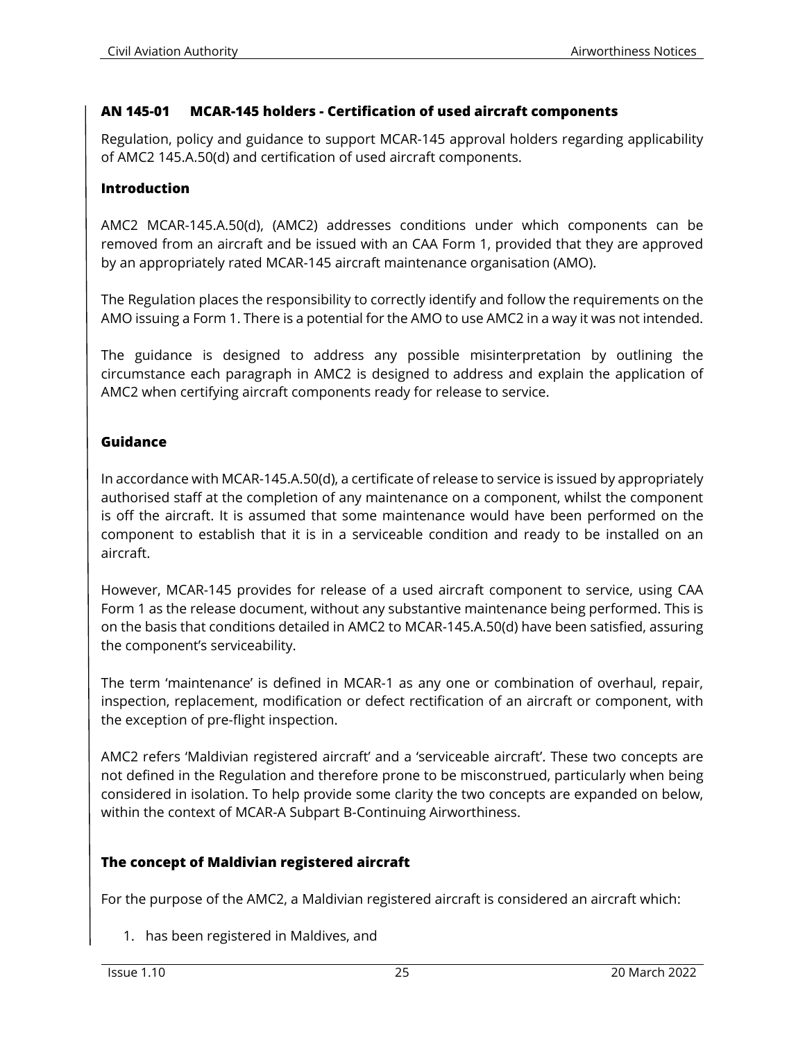## AN 145-01 MCAR-145 holders - Certification of used aircraft components

Regulation, policy and guidance to support MCAR-145 approval holders regarding applicability of AMC2 145.A.50(d) and certification of used aircraft components.

### Introduction

AMC2 MCAR-145.A.50(d), (AMC2) addresses conditions under which components can be removed from an aircraft and be issued with an CAA Form 1, provided that they are approved by an appropriately rated MCAR-145 aircraft maintenance organisation (AMO).

The Regulation places the responsibility to correctly identify and follow the requirements on the AMO issuing a Form 1. There is a potential for the AMO to use AMC2 in a way it was not intended.

The guidance is designed to address any possible misinterpretation by outlining the circumstance each paragraph in AMC2 is designed to address and explain the application of AMC2 when certifying aircraft components ready for release to service.

### Guidance

In accordance with MCAR-145.A.50(d), a certificate of release to service is issued by appropriately authorised staff at the completion of any maintenance on a component, whilst the component is off the aircraft. It is assumed that some maintenance would have been performed on the component to establish that it is in a serviceable condition and ready to be installed on an aircraft.

However, MCAR-145 provides for release of a used aircraft component to service, using CAA Form 1 as the release document, without any substantive maintenance being performed. This is on the basis that conditions detailed in AMC2 to MCAR-145.A.50(d) have been satisfied, assuring the component's serviceability.

The term 'maintenance' is defined in MCAR-1 as any one or combination of overhaul, repair, inspection, replacement, modification or defect rectification of an aircraft or component, with the exception of pre-flight inspection.

AMC2 refers 'Maldivian registered aircraft' and a 'serviceable aircraft'. These two concepts are not defined in the Regulation and therefore prone to be misconstrued, particularly when being considered in isolation. To help provide some clarity the two concepts are expanded on below, within the context of MCAR-A Subpart B-Continuing Airworthiness.

### The concept of Maldivian registered aircraft

For the purpose of the AMC2, a Maldivian registered aircraft is considered an aircraft which:

1. has been registered in Maldives, and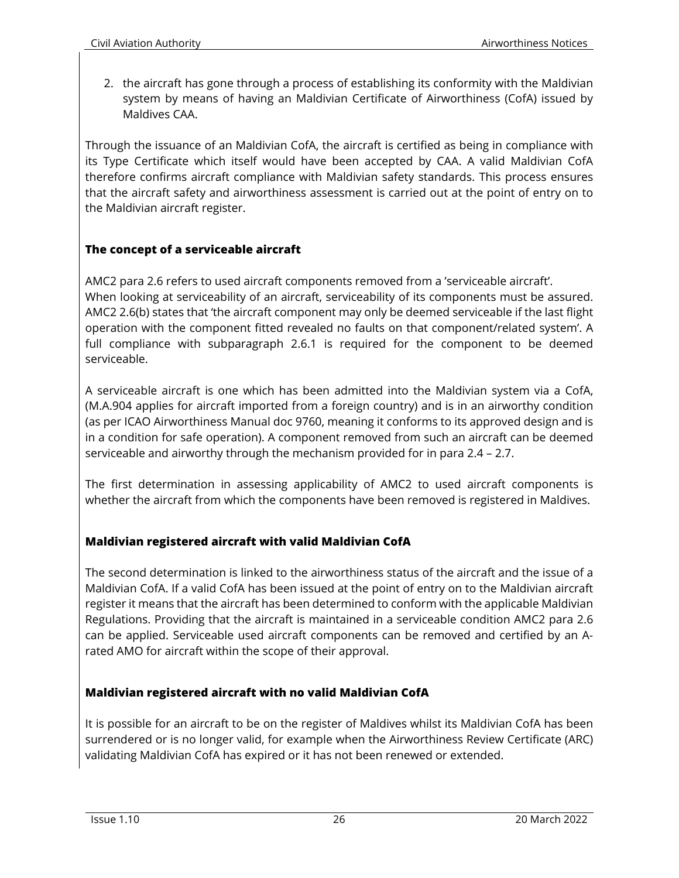2. the aircraft has gone through a process of establishing its conformity with the Maldivian system by means of having an Maldivian Certificate of Airworthiness (CofA) issued by Maldives CAA.

Through the issuance of an Maldivian CofA, the aircraft is certified as being in compliance with its Type Certificate which itself would have been accepted by CAA. A valid Maldivian CofA therefore confirms aircraft compliance with Maldivian safety standards. This process ensures that the aircraft safety and airworthiness assessment is carried out at the point of entry on to the Maldivian aircraft register.

### The concept of a serviceable aircraft

AMC2 para 2.6 refers to used aircraft components removed from a 'serviceable aircraft'.
When looking at serviceability of an aircraft, serviceability of its components must be assured. AMC2 2.6(b) states that 'the aircraft component may only be deemed serviceable if the last flight operation with the component fitted revealed no faults on that component/related system'. A full compliance with subparagraph 2.6.1 is required for the component to be deemed serviceable.

A serviceable aircraft is one which has been admitted into the Maldivian system via a CofA, (M.A.904 applies for aircraft imported from a foreign country) and is in an airworthy condition (as per ICAO Airworthiness Manual doc 9760, meaning it conforms to its approved design and is in a condition for safe operation). A component removed from such an aircraft can be deemed serviceable and airworthy through the mechanism provided for in para 2.4 – 2.7.

The first determination in assessing applicability of AMC2 to used aircraft components is whether the aircraft from which the components have been removed is registered in Maldives.

### Maldivian registered aircraft with valid Maldivian CofA

The second determination is linked to the airworthiness status of the aircraft and the issue of a Maldivian CofA. If a valid CofA has been issued at the point of entry on to the Maldivian aircraft register it means that the aircraft has been determined to conform with the applicable Maldivian Regulations. Providing that the aircraft is maintained in a serviceable condition AMC2 para 2.6 can be applied. Serviceable used aircraft components can be removed and certified by an A-rated AMO for aircraft within the scope of their approval.

### Maldivian registered aircraft with no valid Maldivian CofA

It is possible for an aircraft to be on the register of Maldives whilst its Maldivian CofA has been surrendered or is no longer valid, for example when the Airworthiness Review Certificate (ARC) validating Maldivian CofA has expired or it has not been renewed or extended.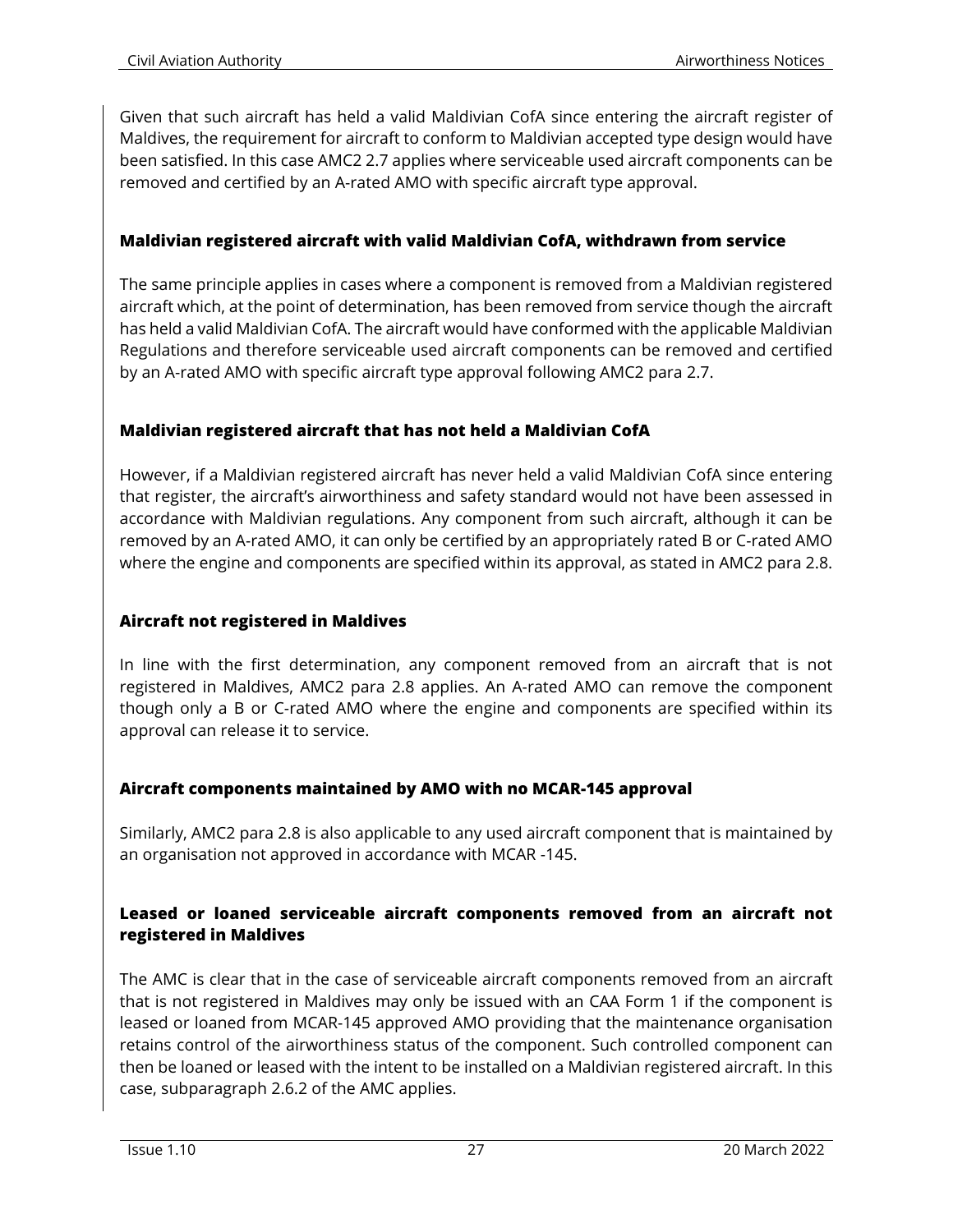Given that such aircraft has held a valid Maldivian CofA since entering the aircraft register of Maldives, the requirement for aircraft to conform to Maldivian accepted type design would have been satisfied. In this case AMC2 2.7 applies where serviceable used aircraft components can be removed and certified by an A-rated AMO with specific aircraft type approval.

### Maldivian registered aircraft with valid Maldivian CofA, withdrawn from service

The same principle applies in cases where a component is removed from a Maldivian registered aircraft which, at the point of determination, has been removed from service though the aircraft has held a valid Maldivian CofA. The aircraft would have conformed with the applicable Maldivian Regulations and therefore serviceable used aircraft components can be removed and certified by an A-rated AMO with specific aircraft type approval following AMC2 para 2.7.

### Maldivian registered aircraft that has not held a Maldivian CofA

However, if a Maldivian registered aircraft has never held a valid Maldivian CofA since entering that register, the aircraft's airworthiness and safety standard would not have been assessed in accordance with Maldivian regulations. Any component from such aircraft, although it can be removed by an A-rated AMO, it can only be certified by an appropriately rated B or C-rated AMO where the engine and components are specified within its approval, as stated in AMC2 para 2.8.

### Aircraft not registered in Maldives

In line with the first determination, any component removed from an aircraft that is not registered in Maldives, AMC2 para 2.8 applies. An A-rated AMO can remove the component though only a B or C-rated AMO where the engine and components are specified within its approval can release it to service.

### Aircraft components maintained by AMO with no MCAR-145 approval

Similarly, AMC2 para 2.8 is also applicable to any used aircraft component that is maintained by an organisation not approved in accordance with MCAR -145.

### Leased or loaned serviceable aircraft components removed from an aircraft not registered in Maldives

The AMC is clear that in the case of serviceable aircraft components removed from an aircraft that is not registered in Maldives may only be issued with an CAA Form 1 if the component is leased or loaned from MCAR-145 approved AMO providing that the maintenance organisation retains control of the airworthiness status of the component. Such controlled component can then be loaned or leased with the intent to be installed on a Maldivian registered aircraft. In this case, subparagraph 2.6.2 of the AMC applies.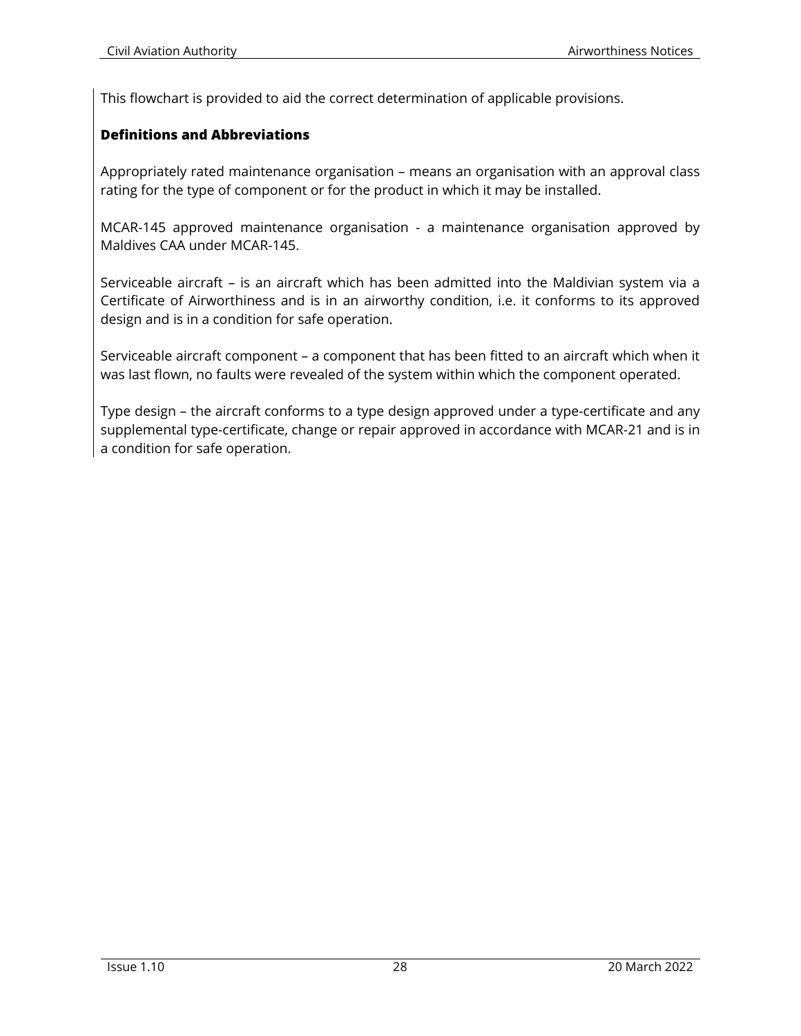This flowchart is provided to aid the correct determination of applicable provisions.

**Definitions and Abbreviations**

Appropriately rated maintenance organisation – means an organisation with an approval class rating for the type of component or for the product in which it may be installed.

MCAR-145 approved maintenance organisation - a maintenance organisation approved by Maldives CAA under MCAR-145.

Serviceable aircraft – is an aircraft which has been admitted into the Maldivian system via a Certificate of Airworthiness and is in an airworthy condition, i.e. it conforms to its approved design and is in a condition for safe operation.

Serviceable aircraft component – a component that has been fitted to an aircraft which when it was last flown, no faults were revealed of the system within which the component operated.

Type design – the aircraft conforms to a type design approved under a type-certificate and any supplemental type-certificate, change or repair approved in accordance with MCAR-21 and is in a condition for safe operation.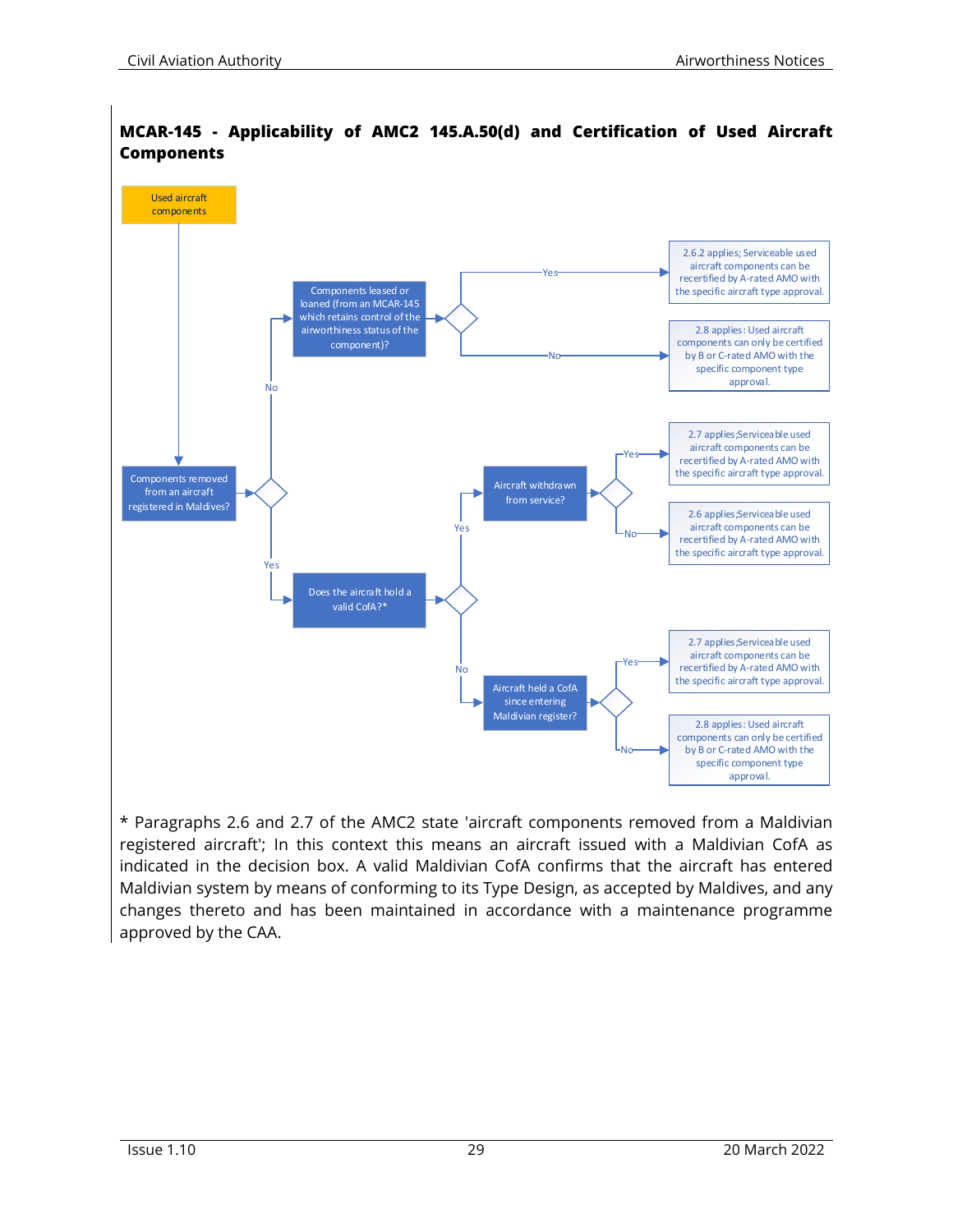## MCAR-145 - Applicability of AMC2 145.A.50(d) and Certification of Used Aircraft Components

Used aircraft components

Components removed from an aircraft registered in Maldives?

- No → Components leased or loaned (from an MCAR-145 which retains control of the airworthiness status of the component)?
  - Yes → 2.6.2 applies; Serviceable used aircraft components can be recertified by A-rated AMO with the specific aircraft type approval.
  - No → 2.8 applies: Used aircraft components can only be certified by B or C-rated AMO with the specific component type approval.
- Yes → Does the aircraft hold a valid CofA?*
  - Yes → Aircraft withdrawn from service?
    - Yes → 2.7 applies;Serviceable used aircraft components can be recertified by A-rated AMO with the specific aircraft type approval.
    - No → 2.6 applies;Serviceable used aircraft components can be recertified by A-rated AMO with the specific aircraft type approval.
  - No → Aircraft held a CofA since entering Maldivian register?
    - Yes → 2.7 applies;Serviceable used aircraft components can be recertified by A-rated AMO with the specific aircraft type approval.
    - No → 2.8 applies: Used aircraft components can only be certified by B or C-rated AMO with the specific component type approval.

* Paragraphs 2.6 and 2.7 of the AMC2 state 'aircraft components removed from a Maldivian registered aircraft'; In this context this means an aircraft issued with a Maldivian CofA as indicated in the decision box. A valid Maldivian CofA confirms that the aircraft has entered Maldivian system by means of conforming to its Type Design, as accepted by Maldives, and any changes thereto and has been maintained in accordance with a maintenance programme approved by the CAA.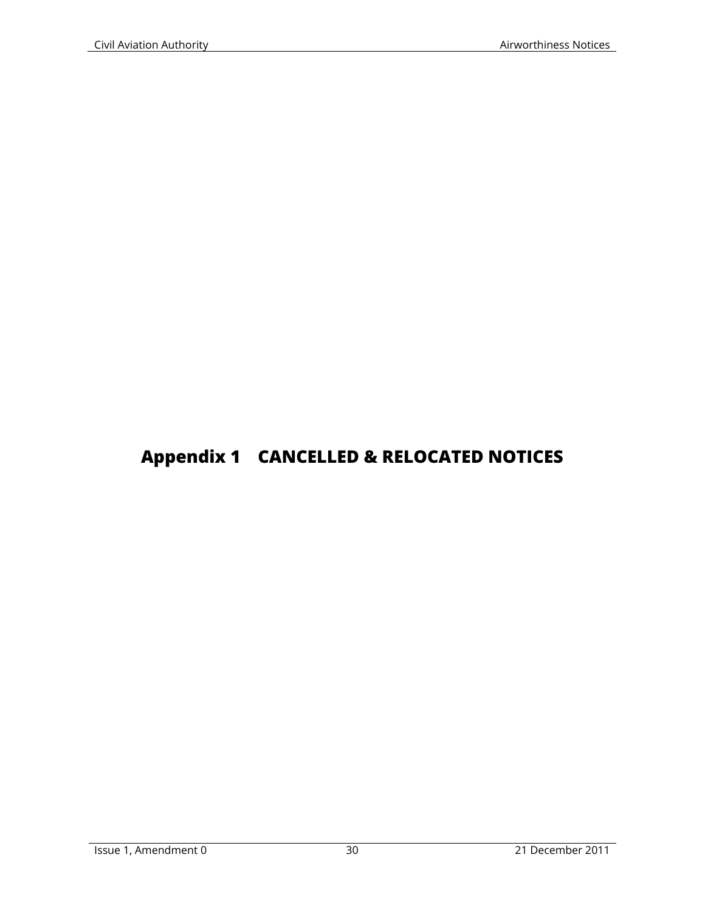# Appendix 1 CANCELLED & RELOCATED NOTICES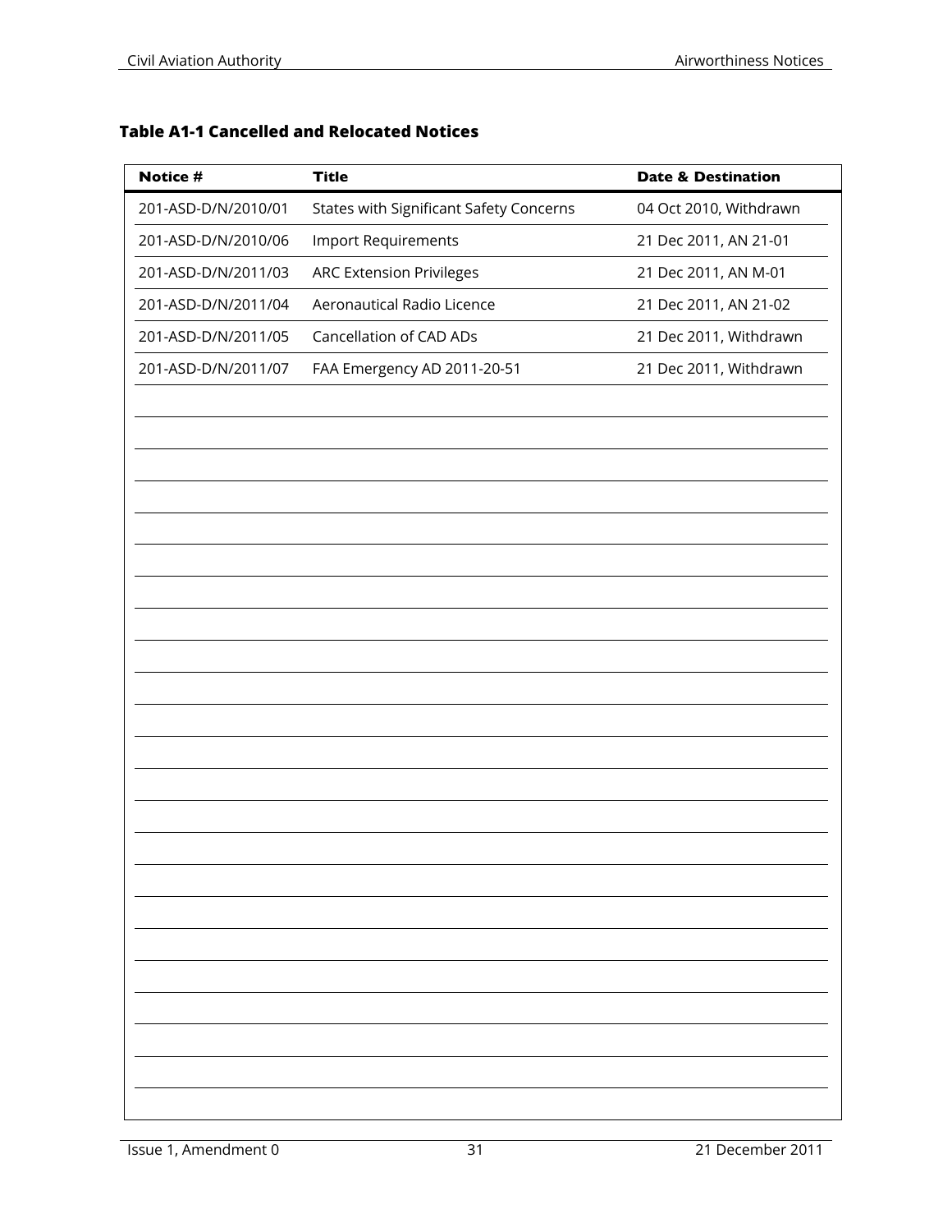**Table A1-1 Cancelled and Relocated Notices**

| Notice # | Title | Date & Destination |
|---|---|---|
| 201-ASD-D/N/2010/01 | States with Significant Safety Concerns | 04 Oct 2010, Withdrawn |
| 201-ASD-D/N/2010/06 | Import Requirements | 21 Dec 2011, AN 21-01 |
| 201-ASD-D/N/2011/03 | ARC Extension Privileges | 21 Dec 2011, AN M-01 |
| 201-ASD-D/N/2011/04 | Aeronautical Radio Licence | 21 Dec 2011, AN 21-02 |
| 201-ASD-D/N/2011/05 | Cancellation of CAD ADs | 21 Dec 2011, Withdrawn |
| 201-ASD-D/N/2011/07 | FAA Emergency AD 2011-20-51 | 21 Dec 2011, Withdrawn |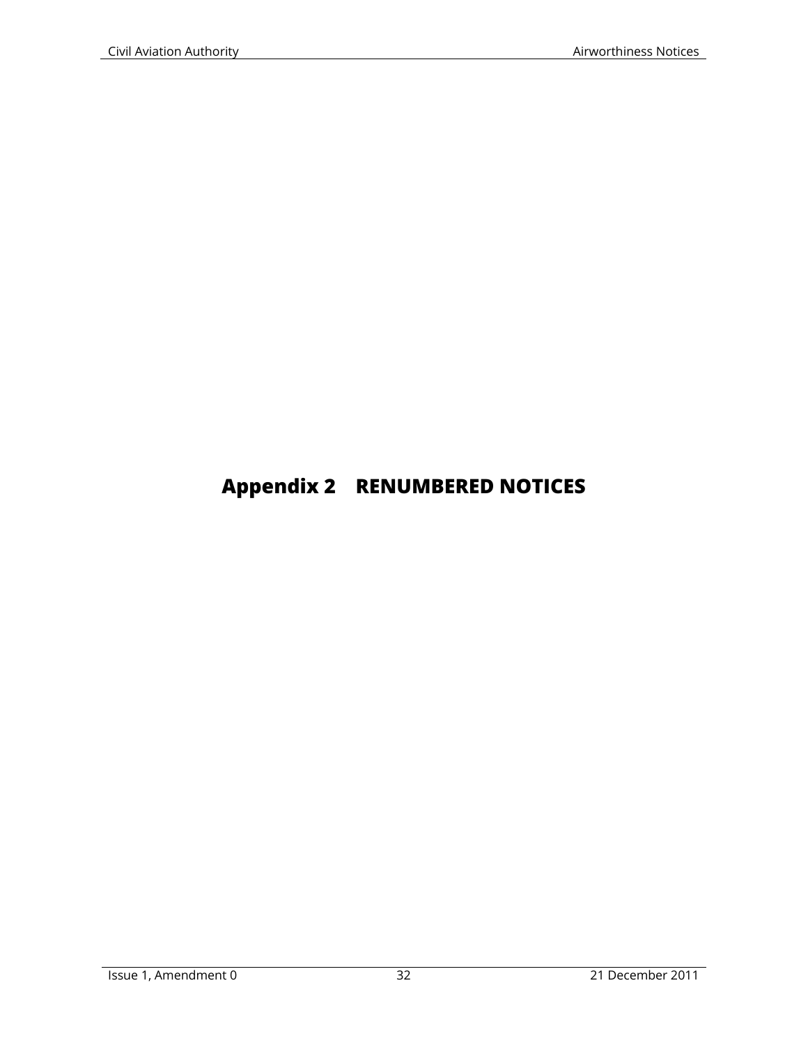# Appendix 2 RENUMBERED NOTICES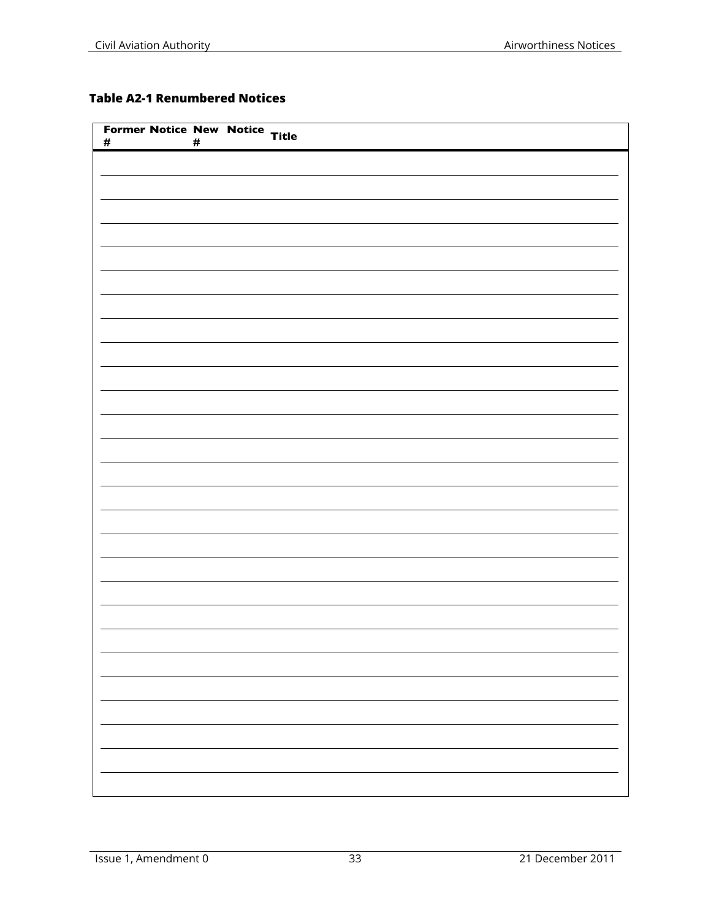**Table A2-1 Renumbered Notices**

| Former Notice # | New Notice # | Title |
|---|---|---|
| | | |
| | | |
| | | |
| | | |
| | | |
| | | |
| | | |
| | | |
| | | |
| | | |
| | | |
| | | |
| | | |
| | | |
| | | |
| | | |
| | | |
| | | |
| | | |
| | | |
| | | |
| | | |
| | | |
| | | |
| | | |
| | | |
| | | |